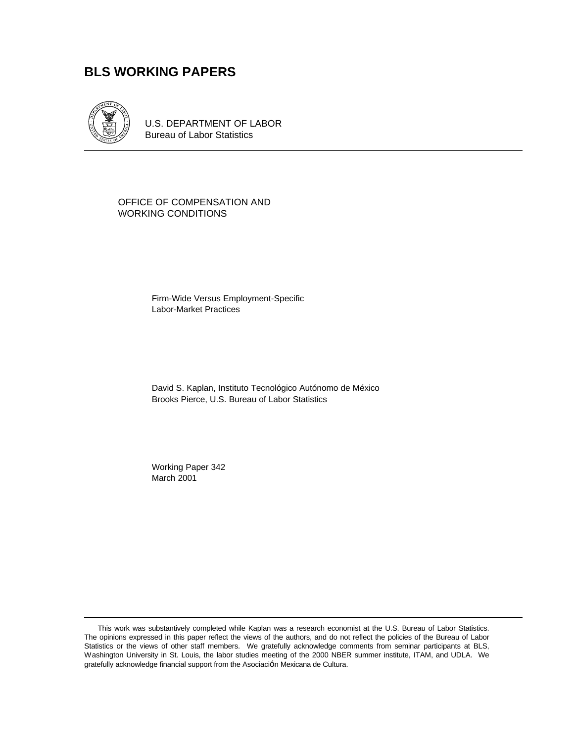# BLS WORKING PAPERS

U.S. DEPARTMENT OF LABOR
Bureau of Labor Statistics

OFFICE OF COMPENSATION AND
WORKING CONDITIONS

## Firm-Wide Versus Employment-Specific Labor-Market Practices

David S. Kaplan, Instituto Tecnológico Autónomo de México
Brooks Pierce, U.S. Bureau of Labor Statistics

Working Paper 342
March 2001

---

This work was substantively completed while Kaplan was a research economist at the U.S. Bureau of Labor Statistics. The opinions expressed in this paper reflect the views of the authors, and do not reflect the policies of the Bureau of Labor Statistics or the views of other staff members. We gratefully acknowledge comments from seminar participants at BLS, Washington University in St. Louis, the labor studies meeting of the 2000 NBER summer institute, ITAM, and UDLA. We gratefully acknowledge financial support from the Asociación Mexicana de Cultura.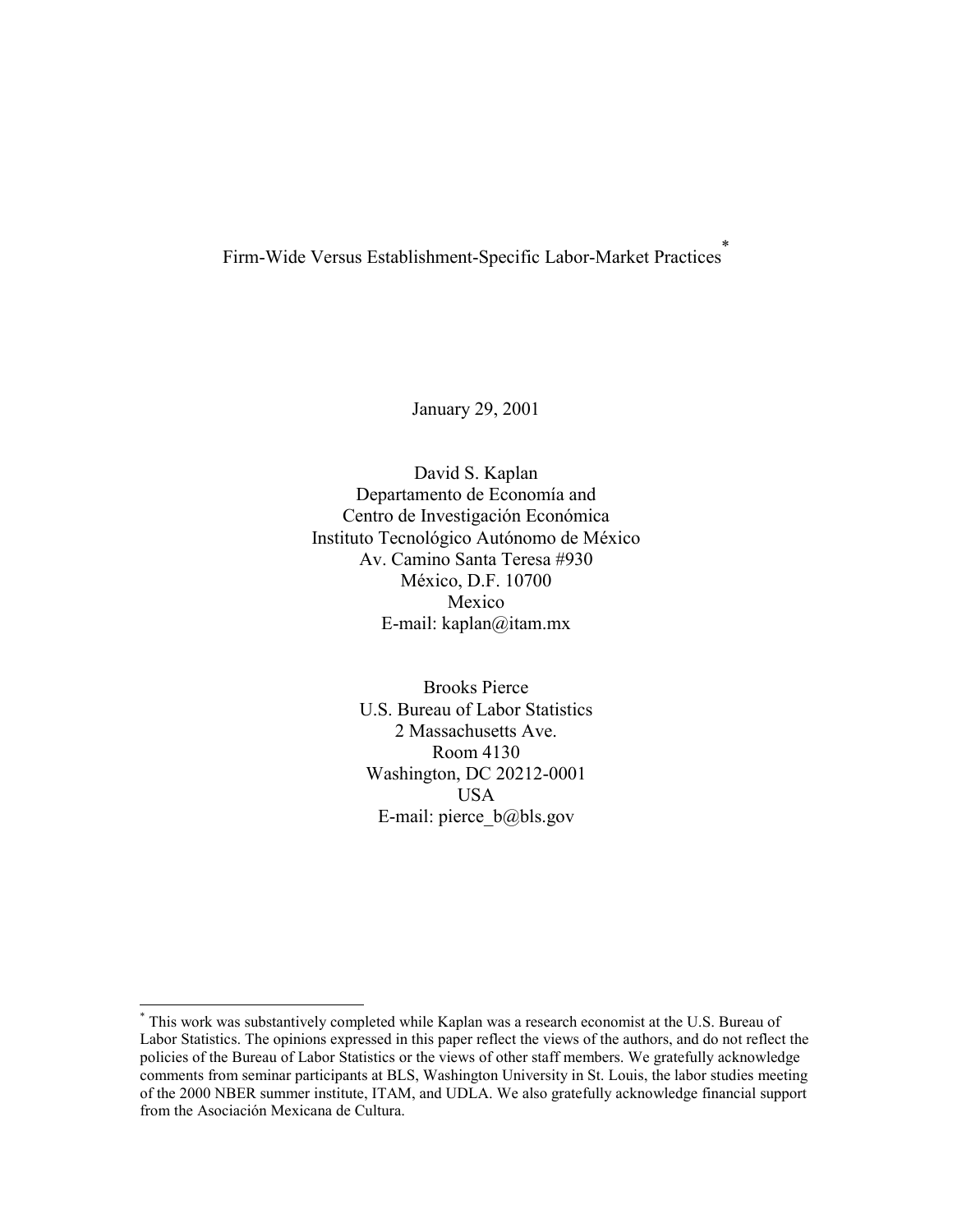# Firm-Wide Versus Establishment-Specific Labor-Market Practices*

January 29, 2001

David S. Kaplan
Departamento de Economía and
Centro de Investigación Económica
Instituto Tecnológico Autónomo de México
Av. Camino Santa Teresa #930
México, D.F. 10700
Mexico
E-mail: kaplan@itam.mx

Brooks Pierce
U.S. Bureau of Labor Statistics
2 Massachusetts Ave.
Room 4130
Washington, DC 20212-0001
USA
E-mail: pierce_b@bls.gov

---

* This work was substantively completed while Kaplan was a research economist at the U.S. Bureau of Labor Statistics. The opinions expressed in this paper reflect the views of the authors, and do not reflect the policies of the Bureau of Labor Statistics or the views of other staff members. We gratefully acknowledge comments from seminar participants at BLS, Washington University in St. Louis, the labor studies meeting of the 2000 NBER summer institute, ITAM, and UDLA. We also gratefully acknowledge financial support from the Asociación Mexicana de Cultura.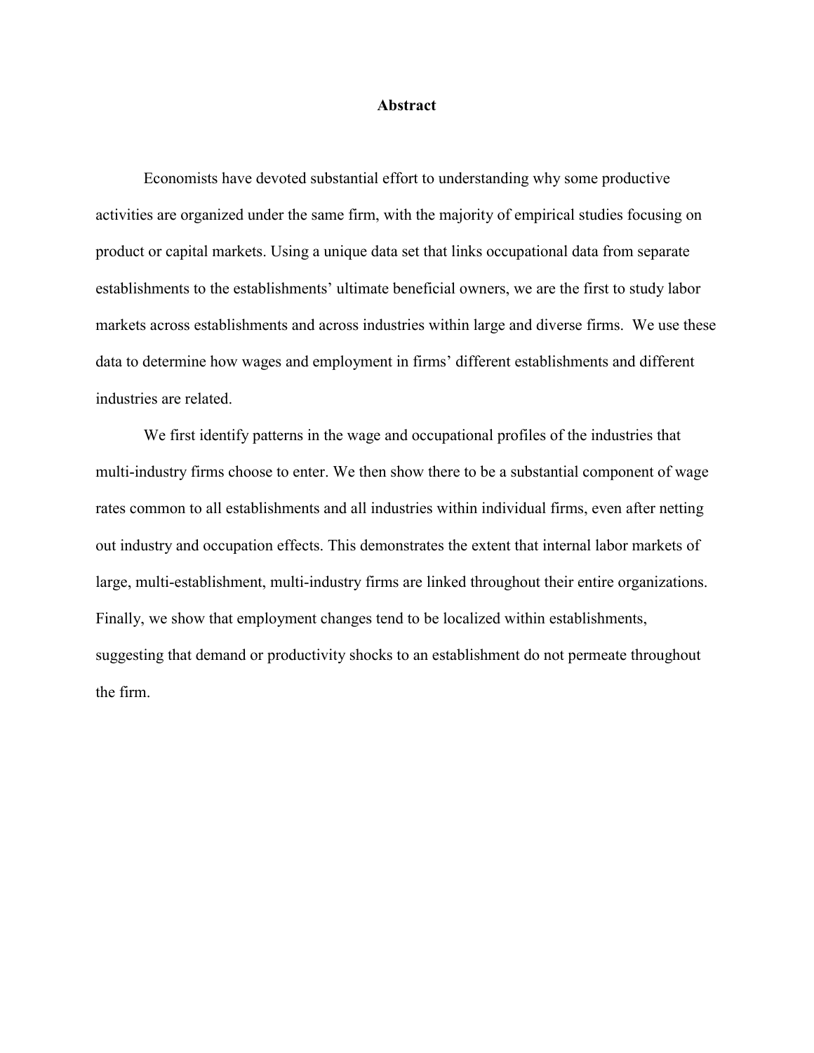# Abstract

Economists have devoted substantial effort to understanding why some productive activities are organized under the same firm, with the majority of empirical studies focusing on product or capital markets. Using a unique data set that links occupational data from separate establishments to the establishments' ultimate beneficial owners, we are the first to study labor markets across establishments and across industries within large and diverse firms. We use these data to determine how wages and employment in firms' different establishments and different industries are related.

We first identify patterns in the wage and occupational profiles of the industries that multi-industry firms choose to enter. We then show there to be a substantial component of wage rates common to all establishments and all industries within individual firms, even after netting out industry and occupation effects. This demonstrates the extent that internal labor markets of large, multi-establishment, multi-industry firms are linked throughout their entire organizations. Finally, we show that employment changes tend to be localized within establishments, suggesting that demand or productivity shocks to an establishment do not permeate throughout the firm.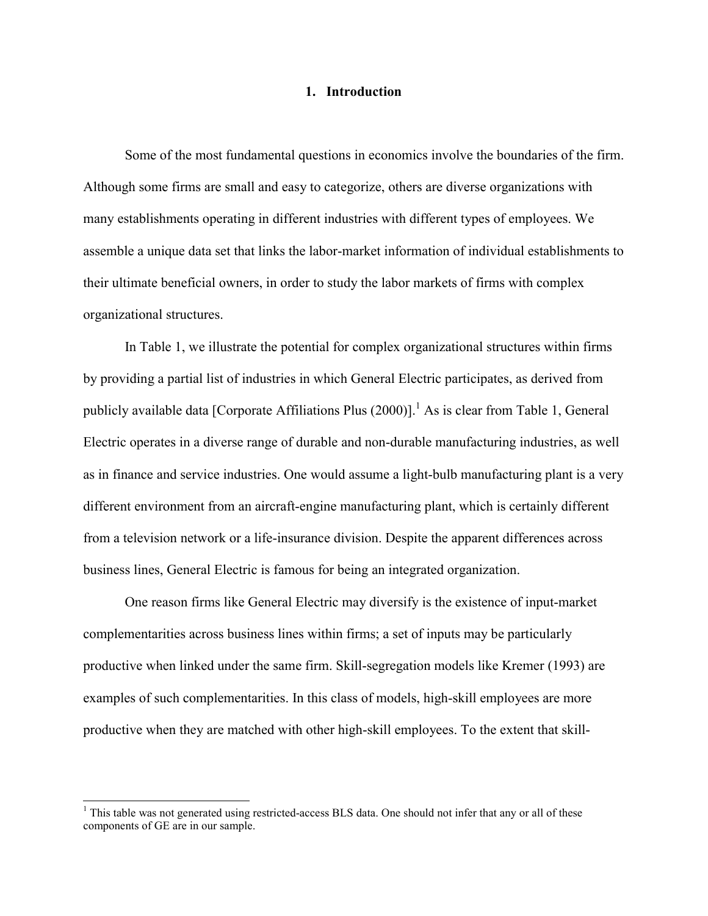# 1. Introduction

Some of the most fundamental questions in economics involve the boundaries of the firm. Although some firms are small and easy to categorize, others are diverse organizations with many establishments operating in different industries with different types of employees. We assemble a unique data set that links the labor-market information of individual establishments to their ultimate beneficial owners, in order to study the labor markets of firms with complex organizational structures.

In Table 1, we illustrate the potential for complex organizational structures within firms by providing a partial list of industries in which General Electric participates, as derived from publicly available data [Corporate Affiliations Plus (2000)].[1] As is clear from Table 1, General Electric operates in a diverse range of durable and non-durable manufacturing industries, as well as in finance and service industries. One would assume a light-bulb manufacturing plant is a very different environment from an aircraft-engine manufacturing plant, which is certainly different from a television network or a life-insurance division. Despite the apparent differences across business lines, General Electric is famous for being an integrated organization.

One reason firms like General Electric may diversify is the existence of input-market complementarities across business lines within firms; a set of inputs may be particularly productive when linked under the same firm. Skill-segregation models like Kremer (1993) are examples of such complementarities. In this class of models, high-skill employees are more productive when they are matched with other high-skill employees. To the extent that skill-

[1] This table was not generated using restricted-access BLS data. One should not infer that any or all of these components of GE are in our sample.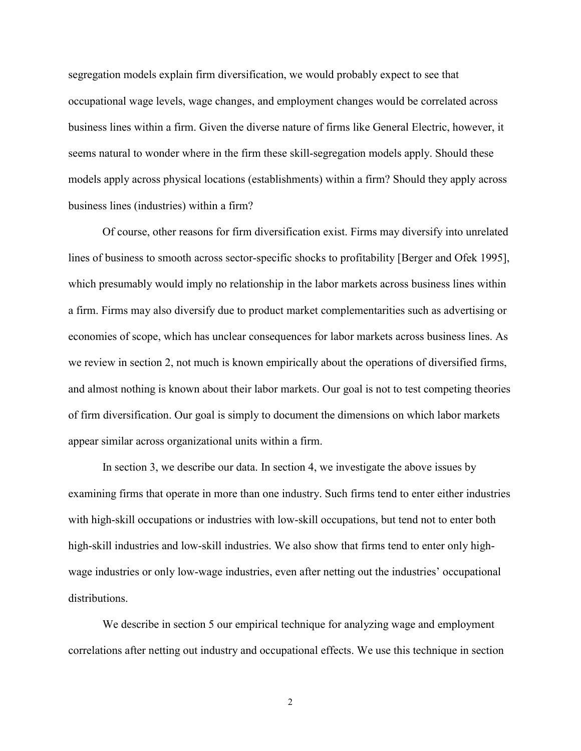segregation models explain firm diversification, we would probably expect to see that occupational wage levels, wage changes, and employment changes would be correlated across business lines within a firm. Given the diverse nature of firms like General Electric, however, it seems natural to wonder where in the firm these skill-segregation models apply. Should these models apply across physical locations (establishments) within a firm? Should they apply across business lines (industries) within a firm?

Of course, other reasons for firm diversification exist. Firms may diversify into unrelated lines of business to smooth across sector-specific shocks to profitability [Berger and Ofek 1995], which presumably would imply no relationship in the labor markets across business lines within a firm. Firms may also diversify due to product market complementarities such as advertising or economies of scope, which has unclear consequences for labor markets across business lines. As we review in section 2, not much is known empirically about the operations of diversified firms, and almost nothing is known about their labor markets. Our goal is not to test competing theories of firm diversification. Our goal is simply to document the dimensions on which labor markets appear similar across organizational units within a firm.

In section 3, we describe our data. In section 4, we investigate the above issues by examining firms that operate in more than one industry. Such firms tend to enter either industries with high-skill occupations or industries with low-skill occupations, but tend not to enter both high-skill industries and low-skill industries. We also show that firms tend to enter only high-wage industries or only low-wage industries, even after netting out the industries' occupational distributions.

We describe in section 5 our empirical technique for analyzing wage and employment correlations after netting out industry and occupational effects. We use this technique in section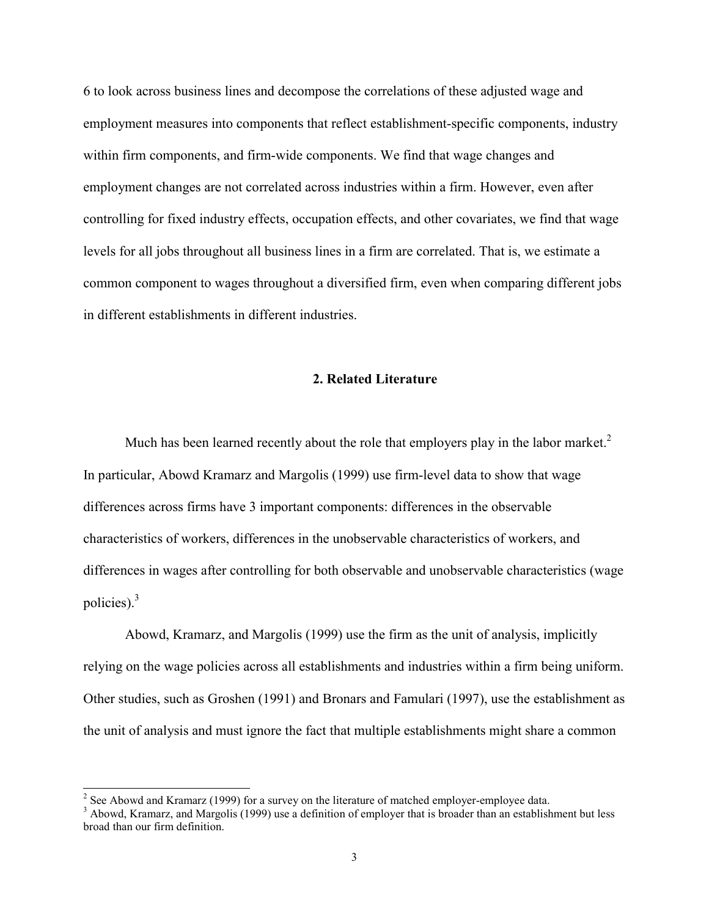6 to look across business lines and decompose the correlations of these adjusted wage and employment measures into components that reflect establishment-specific components, industry within firm components, and firm-wide components. We find that wage changes and employment changes are not correlated across industries within a firm. However, even after controlling for fixed industry effects, occupation effects, and other covariates, we find that wage levels for all jobs throughout all business lines in a firm are correlated. That is, we estimate a common component to wages throughout a diversified firm, even when comparing different jobs in different establishments in different industries.

## 2. Related Literature

Much has been learned recently about the role that employers play in the labor market.[2] In particular, Abowd Kramarz and Margolis (1999) use firm-level data to show that wage differences across firms have 3 important components: differences in the observable characteristics of workers, differences in the unobservable characteristics of workers, and differences in wages after controlling for both observable and unobservable characteristics (wage policies).[3]

Abowd, Kramarz, and Margolis (1999) use the firm as the unit of analysis, implicitly relying on the wage policies across all establishments and industries within a firm being uniform. Other studies, such as Groshen (1991) and Bronars and Famulari (1997), use the establishment as the unit of analysis and must ignore the fact that multiple establishments might share a common

[2] See Abowd and Kramarz (1999) for a survey on the literature of matched employer-employee data.

[3] Abowd, Kramarz, and Margolis (1999) use a definition of employer that is broader than an establishment but less broad than our firm definition.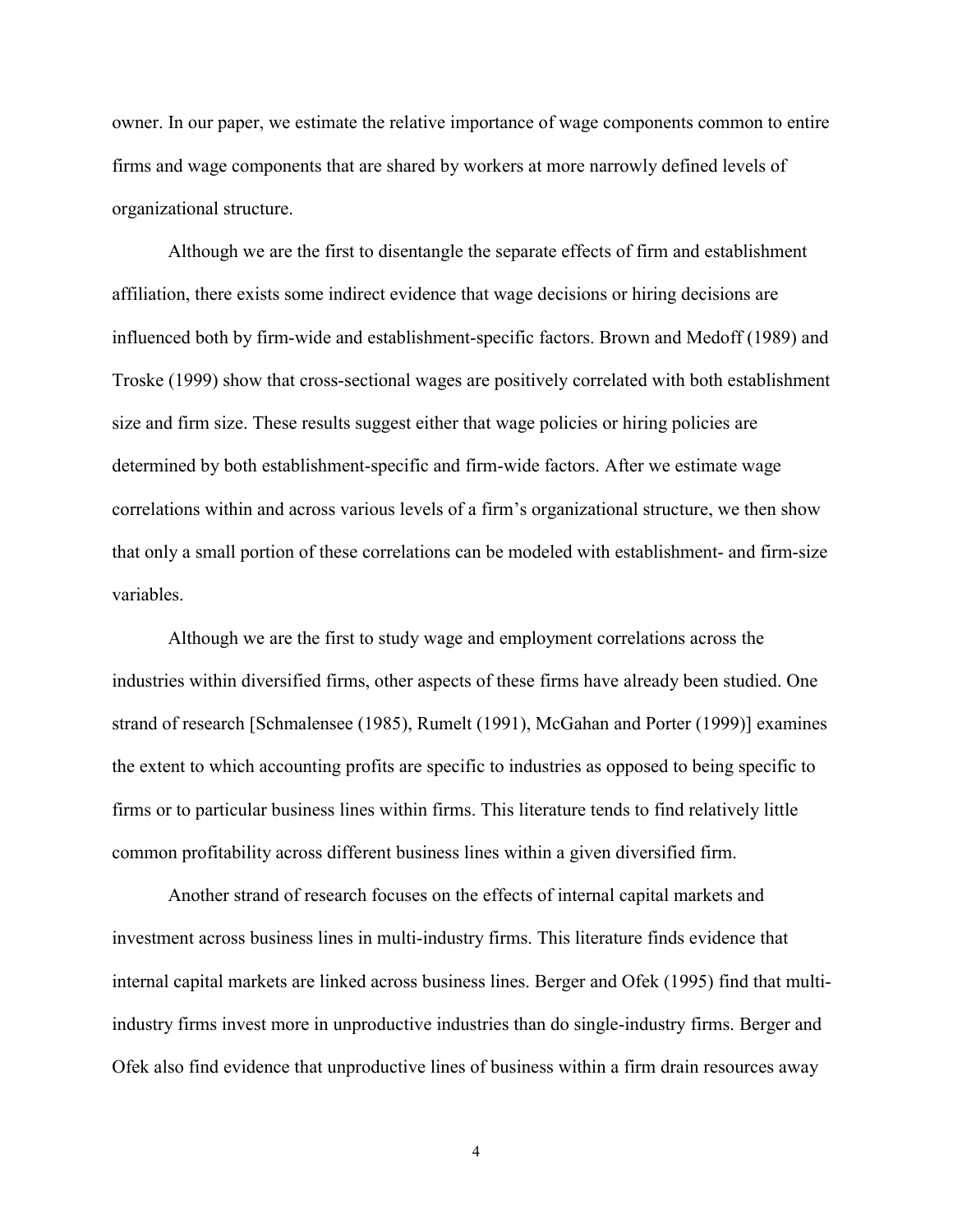owner. In our paper, we estimate the relative importance of wage components common to entire firms and wage components that are shared by workers at more narrowly defined levels of organizational structure.

Although we are the first to disentangle the separate effects of firm and establishment affiliation, there exists some indirect evidence that wage decisions or hiring decisions are influenced both by firm-wide and establishment-specific factors. Brown and Medoff (1989) and Troske (1999) show that cross-sectional wages are positively correlated with both establishment size and firm size. These results suggest either that wage policies or hiring policies are determined by both establishment-specific and firm-wide factors. After we estimate wage correlations within and across various levels of a firm's organizational structure, we then show that only a small portion of these correlations can be modeled with establishment- and firm-size variables.

Although we are the first to study wage and employment correlations across the industries within diversified firms, other aspects of these firms have already been studied. One strand of research [Schmalensee (1985), Rumelt (1991), McGahan and Porter (1999)] examines the extent to which accounting profits are specific to industries as opposed to being specific to firms or to particular business lines within firms. This literature tends to find relatively little common profitability across different business lines within a given diversified firm.

Another strand of research focuses on the effects of internal capital markets and investment across business lines in multi-industry firms. This literature finds evidence that internal capital markets are linked across business lines. Berger and Ofek (1995) find that multi-industry firms invest more in unproductive industries than do single-industry firms. Berger and Ofek also find evidence that unproductive lines of business within a firm drain resources away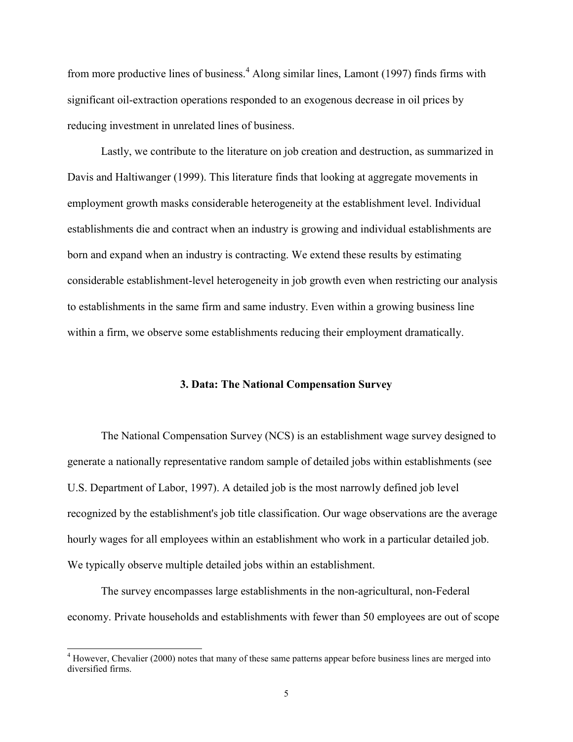from more productive lines of business.[4] Along similar lines, Lamont (1997) finds firms with significant oil-extraction operations responded to an exogenous decrease in oil prices by reducing investment in unrelated lines of business.

Lastly, we contribute to the literature on job creation and destruction, as summarized in Davis and Haltiwanger (1999). This literature finds that looking at aggregate movements in employment growth masks considerable heterogeneity at the establishment level. Individual establishments die and contract when an industry is growing and individual establishments are born and expand when an industry is contracting. We extend these results by estimating considerable establishment-level heterogeneity in job growth even when restricting our analysis to establishments in the same firm and same industry. Even within a growing business line within a firm, we observe some establishments reducing their employment dramatically.

## 3. Data: The National Compensation Survey

The National Compensation Survey (NCS) is an establishment wage survey designed to generate a nationally representative random sample of detailed jobs within establishments (see U.S. Department of Labor, 1997). A detailed job is the most narrowly defined job level recognized by the establishment's job title classification. Our wage observations are the average hourly wages for all employees within an establishment who work in a particular detailed job. We typically observe multiple detailed jobs within an establishment.

The survey encompasses large establishments in the non-agricultural, non-Federal economy. Private households and establishments with fewer than 50 employees are out of scope

[4] However, Chevalier (2000) notes that many of these same patterns appear before business lines are merged into diversified firms.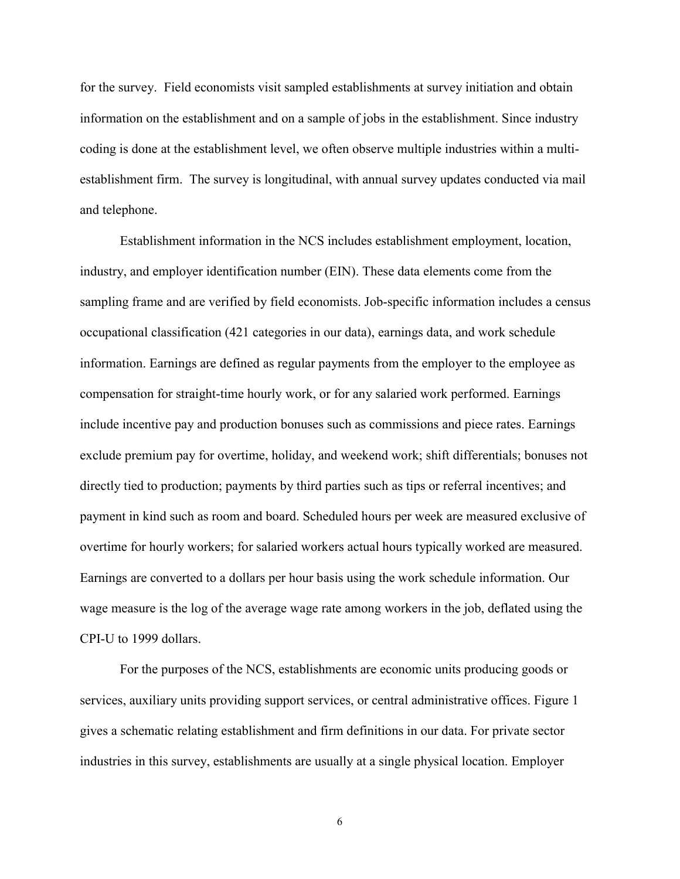for the survey. Field economists visit sampled establishments at survey initiation and obtain information on the establishment and on a sample of jobs in the establishment. Since industry coding is done at the establishment level, we often observe multiple industries within a multi-establishment firm. The survey is longitudinal, with annual survey updates conducted via mail and telephone.

Establishment information in the NCS includes establishment employment, location, industry, and employer identification number (EIN). These data elements come from the sampling frame and are verified by field economists. Job-specific information includes a census occupational classification (421 categories in our data), earnings data, and work schedule information. Earnings are defined as regular payments from the employer to the employee as compensation for straight-time hourly work, or for any salaried work performed. Earnings include incentive pay and production bonuses such as commissions and piece rates. Earnings exclude premium pay for overtime, holiday, and weekend work; shift differentials; bonuses not directly tied to production; payments by third parties such as tips or referral incentives; and payment in kind such as room and board. Scheduled hours per week are measured exclusive of overtime for hourly workers; for salaried workers actual hours typically worked are measured. Earnings are converted to a dollars per hour basis using the work schedule information. Our wage measure is the log of the average wage rate among workers in the job, deflated using the CPI-U to 1999 dollars.

For the purposes of the NCS, establishments are economic units producing goods or services, auxiliary units providing support services, or central administrative offices. Figure 1 gives a schematic relating establishment and firm definitions in our data. For private sector industries in this survey, establishments are usually at a single physical location. Employer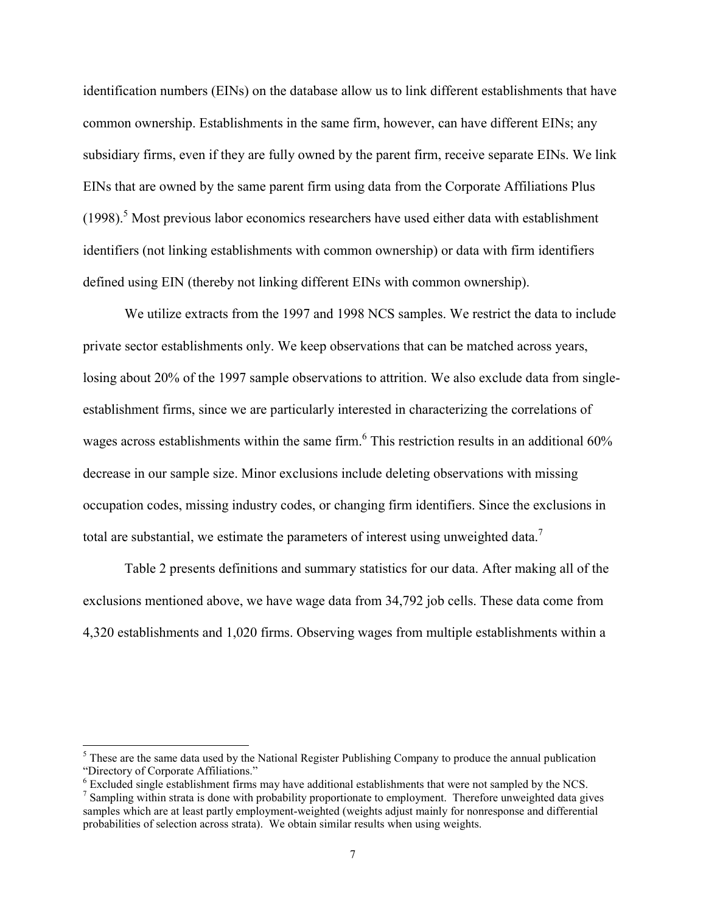identification numbers (EINs) on the database allow us to link different establishments that have common ownership. Establishments in the same firm, however, can have different EINs; any subsidiary firms, even if they are fully owned by the parent firm, receive separate EINs. We link EINs that are owned by the same parent firm using data from the Corporate Affiliations Plus (1998).[5] Most previous labor economics researchers have used either data with establishment identifiers (not linking establishments with common ownership) or data with firm identifiers defined using EIN (thereby not linking different EINs with common ownership).

We utilize extracts from the 1997 and 1998 NCS samples. We restrict the data to include private sector establishments only. We keep observations that can be matched across years, losing about 20% of the 1997 sample observations to attrition. We also exclude data from single-establishment firms, since we are particularly interested in characterizing the correlations of wages across establishments within the same firm.[6] This restriction results in an additional 60% decrease in our sample size. Minor exclusions include deleting observations with missing occupation codes, missing industry codes, or changing firm identifiers. Since the exclusions in total are substantial, we estimate the parameters of interest using unweighted data.[7]

Table 2 presents definitions and summary statistics for our data. After making all of the exclusions mentioned above, we have wage data from 34,792 job cells. These data come from 4,320 establishments and 1,020 firms. Observing wages from multiple establishments within a

---

[5] These are the same data used by the National Register Publishing Company to produce the annual publication "Directory of Corporate Affiliations."

[6] Excluded single establishment firms may have additional establishments that were not sampled by the NCS.

[7] Sampling within strata is done with probability proportionate to employment. Therefore unweighted data gives samples which are at least partly employment-weighted (weights adjust mainly for nonresponse and differential probabilities of selection across strata). We obtain similar results when using weights.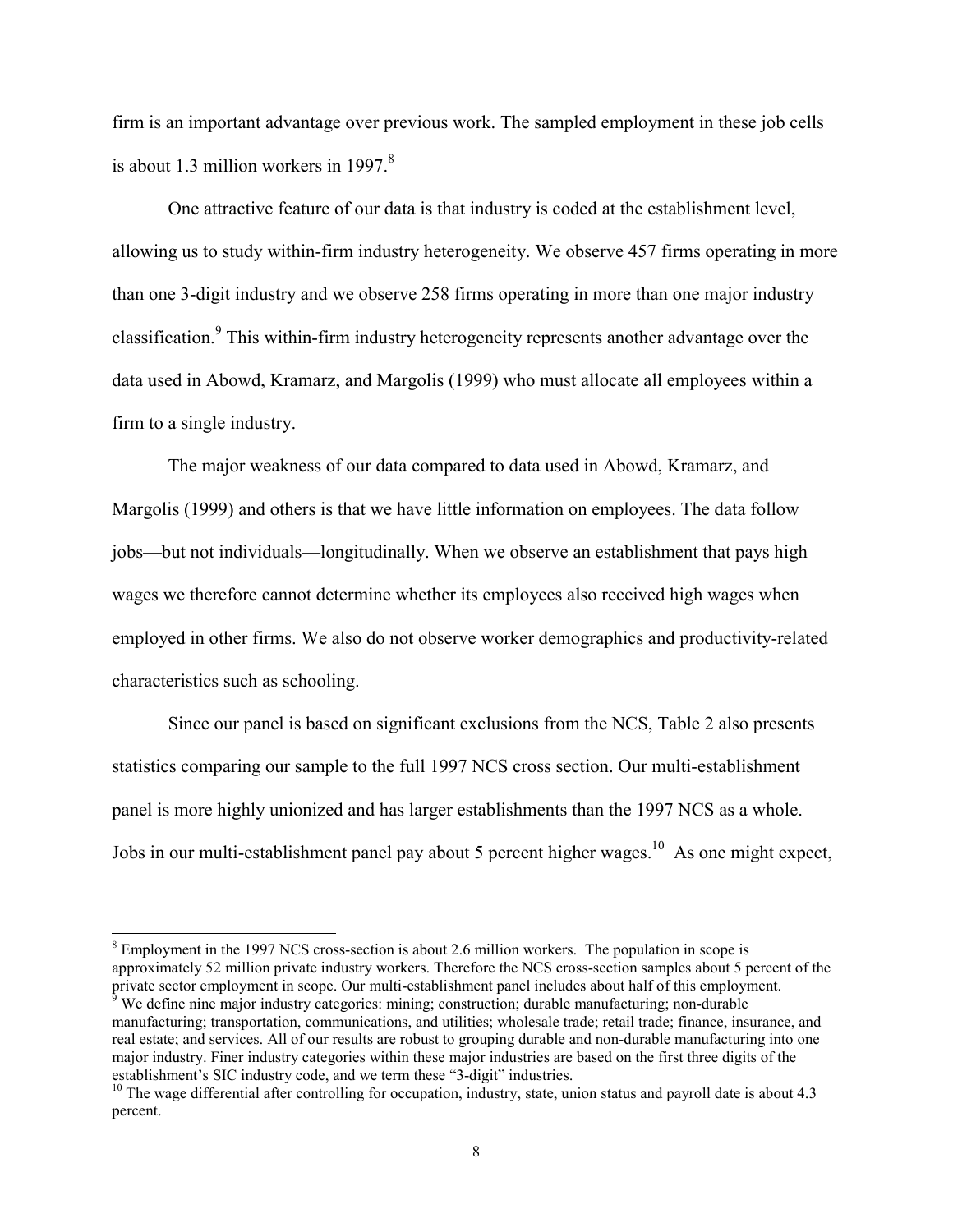firm is an important advantage over previous work. The sampled employment in these job cells is about 1.3 million workers in 1997.[8]

One attractive feature of our data is that industry is coded at the establishment level, allowing us to study within-firm industry heterogeneity. We observe 457 firms operating in more than one 3-digit industry and we observe 258 firms operating in more than one major industry classification.[9] This within-firm industry heterogeneity represents another advantage over the data used in Abowd, Kramarz, and Margolis (1999) who must allocate all employees within a firm to a single industry.

The major weakness of our data compared to data used in Abowd, Kramarz, and Margolis (1999) and others is that we have little information on employees. The data follow jobs—but not individuals—longitudinally. When we observe an establishment that pays high wages we therefore cannot determine whether its employees also received high wages when employed in other firms. We also do not observe worker demographics and productivity-related characteristics such as schooling.

Since our panel is based on significant exclusions from the NCS, Table 2 also presents statistics comparing our sample to the full 1997 NCS cross section. Our multi-establishment panel is more highly unionized and has larger establishments than the 1997 NCS as a whole. Jobs in our multi-establishment panel pay about 5 percent higher wages.[10] As one might expect,

---

[8] Employment in the 1997 NCS cross-section is about 2.6 million workers. The population in scope is approximately 52 million private industry workers. Therefore the NCS cross-section samples about 5 percent of the private sector employment in scope. Our multi-establishment panel includes about half of this employment.

[9] We define nine major industry categories: mining; construction; durable manufacturing; non-durable manufacturing; transportation, communications, and utilities; wholesale trade; retail trade; finance, insurance, and real estate; and services. All of our results are robust to grouping durable and non-durable manufacturing into one major industry. Finer industry categories within these major industries are based on the first three digits of the establishment's SIC industry code, and we term these "3-digit" industries.

[10] The wage differential after controlling for occupation, industry, state, union status and payroll date is about 4.3 percent.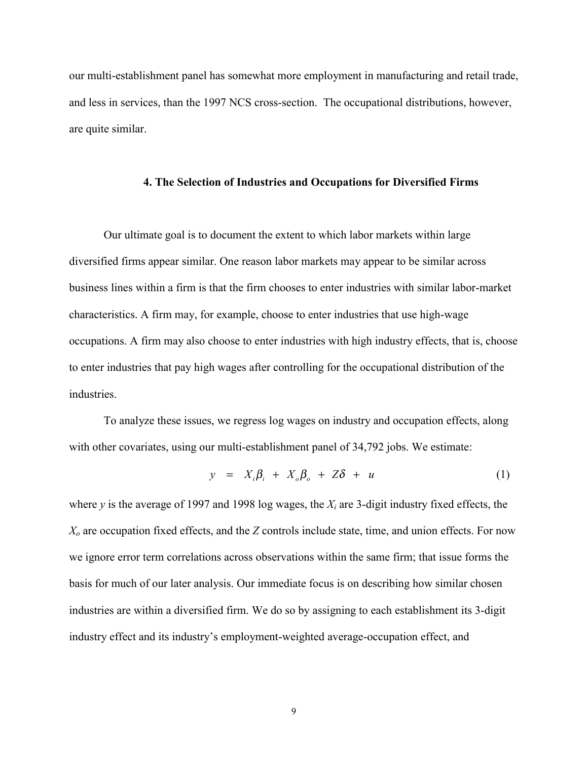our multi-establishment panel has somewhat more employment in manufacturing and retail trade, and less in services, than the 1997 NCS cross-section. The occupational distributions, however, are quite similar.

## 4. The Selection of Industries and Occupations for Diversified Firms

Our ultimate goal is to document the extent to which labor markets within large diversified firms appear similar. One reason labor markets may appear to be similar across business lines within a firm is that the firm chooses to enter industries with similar labor-market characteristics. A firm may, for example, choose to enter industries that use high-wage occupations. A firm may also choose to enter industries with high industry effects, that is, choose to enter industries that pay high wages after controlling for the occupational distribution of the industries.

To analyze these issues, we regress log wages on industry and occupation effects, along with other covariates, using our multi-establishment panel of 34,792 jobs. We estimate:

$$y \;=\; X_i\beta_i \;+\; X_o\beta_o \;+\; Z\delta \;+\; u \qquad (1)$$

where $y$ is the average of 1997 and 1998 log wages, the $X_i$ are 3-digit industry fixed effects, the $X_o$ are occupation fixed effects, and the $Z$ controls include state, time, and union effects. For now we ignore error term correlations across observations within the same firm; that issue forms the basis for much of our later analysis. Our immediate focus is on describing how similar chosen industries are within a diversified firm. We do so by assigning to each establishment its 3-digit industry effect and its industry's employment-weighted average-occupation effect, and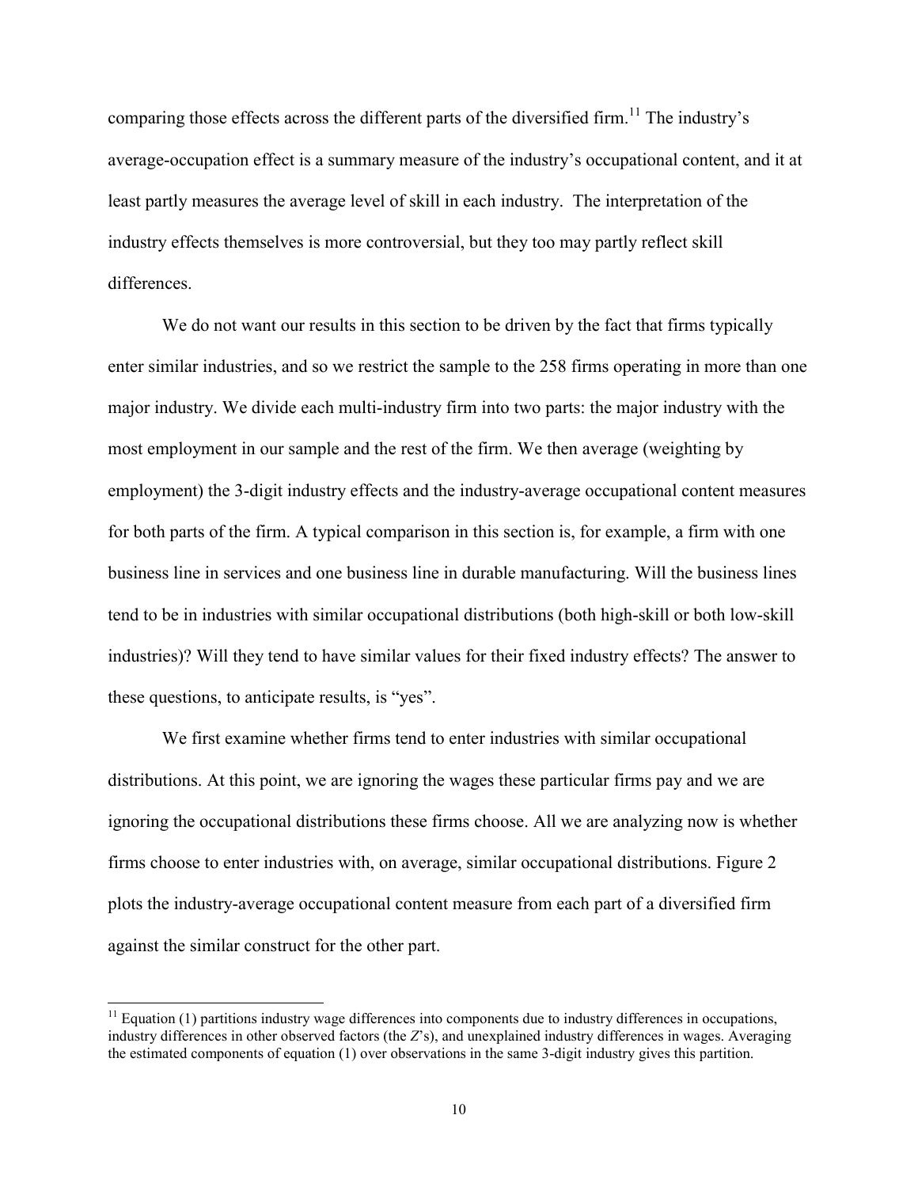comparing those effects across the different parts of the diversified firm.[11] The industry's average-occupation effect is a summary measure of the industry's occupational content, and it at least partly measures the average level of skill in each industry. The interpretation of the industry effects themselves is more controversial, but they too may partly reflect skill differences.

We do not want our results in this section to be driven by the fact that firms typically enter similar industries, and so we restrict the sample to the 258 firms operating in more than one major industry. We divide each multi-industry firm into two parts: the major industry with the most employment in our sample and the rest of the firm. We then average (weighting by employment) the 3-digit industry effects and the industry-average occupational content measures for both parts of the firm. A typical comparison in this section is, for example, a firm with one business line in services and one business line in durable manufacturing. Will the business lines tend to be in industries with similar occupational distributions (both high-skill or both low-skill industries)? Will they tend to have similar values for their fixed industry effects? The answer to these questions, to anticipate results, is "yes".

We first examine whether firms tend to enter industries with similar occupational distributions. At this point, we are ignoring the wages these particular firms pay and we are ignoring the occupational distributions these firms choose. All we are analyzing now is whether firms choose to enter industries with, on average, similar occupational distributions. Figure 2 plots the industry-average occupational content measure from each part of a diversified firm against the similar construct for the other part.

[11] Equation (1) partitions industry wage differences into components due to industry differences in occupations, industry differences in other observed factors (the *Z*'s), and unexplained industry differences in wages. Averaging the estimated components of equation (1) over observations in the same 3-digit industry gives this partition.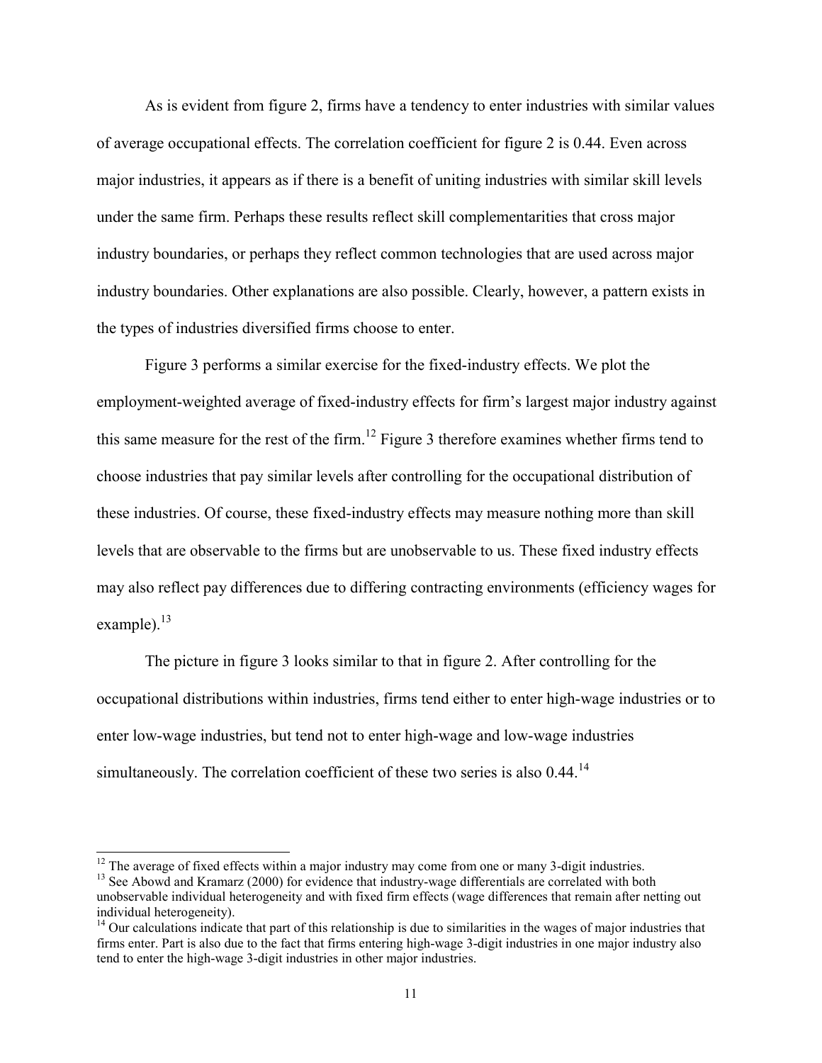As is evident from figure 2, firms have a tendency to enter industries with similar values of average occupational effects. The correlation coefficient for figure 2 is 0.44. Even across major industries, it appears as if there is a benefit of uniting industries with similar skill levels under the same firm. Perhaps these results reflect skill complementarities that cross major industry boundaries, or perhaps they reflect common technologies that are used across major industry boundaries. Other explanations are also possible. Clearly, however, a pattern exists in the types of industries diversified firms choose to enter.

Figure 3 performs a similar exercise for the fixed-industry effects. We plot the employment-weighted average of fixed-industry effects for firm's largest major industry against this same measure for the rest of the firm.[12] Figure 3 therefore examines whether firms tend to choose industries that pay similar levels after controlling for the occupational distribution of these industries. Of course, these fixed-industry effects may measure nothing more than skill levels that are observable to the firms but are unobservable to us. These fixed industry effects may also reflect pay differences due to differing contracting environments (efficiency wages for example).[13]

The picture in figure 3 looks similar to that in figure 2. After controlling for the occupational distributions within industries, firms tend either to enter high-wage industries or to enter low-wage industries, but tend not to enter high-wage and low-wage industries simultaneously. The correlation coefficient of these two series is also 0.44.[14]

---

[12] The average of fixed effects within a major industry may come from one or many 3-digit industries.

[13] See Abowd and Kramarz (2000) for evidence that industry-wage differentials are correlated with both unobservable individual heterogeneity and with fixed firm effects (wage differences that remain after netting out individual heterogeneity).

[14] Our calculations indicate that part of this relationship is due to similarities in the wages of major industries that firms enter. Part is also due to the fact that firms entering high-wage 3-digit industries in one major industry also tend to enter the high-wage 3-digit industries in other major industries.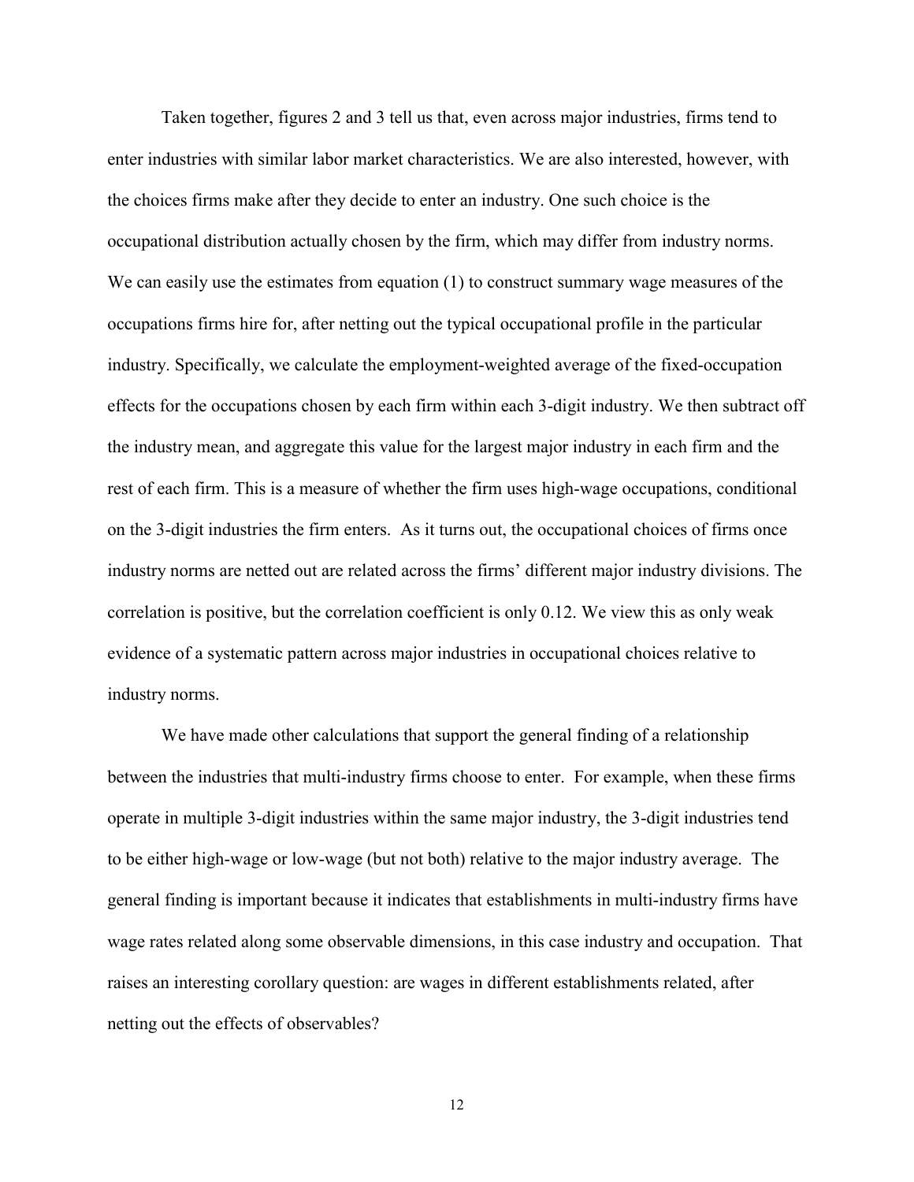Taken together, figures 2 and 3 tell us that, even across major industries, firms tend to enter industries with similar labor market characteristics. We are also interested, however, with the choices firms make after they decide to enter an industry. One such choice is the occupational distribution actually chosen by the firm, which may differ from industry norms. We can easily use the estimates from equation (1) to construct summary wage measures of the occupations firms hire for, after netting out the typical occupational profile in the particular industry. Specifically, we calculate the employment-weighted average of the fixed-occupation effects for the occupations chosen by each firm within each 3-digit industry. We then subtract off the industry mean, and aggregate this value for the largest major industry in each firm and the rest of each firm. This is a measure of whether the firm uses high-wage occupations, conditional on the 3-digit industries the firm enters. As it turns out, the occupational choices of firms once industry norms are netted out are related across the firms' different major industry divisions. The correlation is positive, but the correlation coefficient is only 0.12. We view this as only weak evidence of a systematic pattern across major industries in occupational choices relative to industry norms.

We have made other calculations that support the general finding of a relationship between the industries that multi-industry firms choose to enter. For example, when these firms operate in multiple 3-digit industries within the same major industry, the 3-digit industries tend to be either high-wage or low-wage (but not both) relative to the major industry average. The general finding is important because it indicates that establishments in multi-industry firms have wage rates related along some observable dimensions, in this case industry and occupation. That raises an interesting corollary question: are wages in different establishments related, after netting out the effects of observables?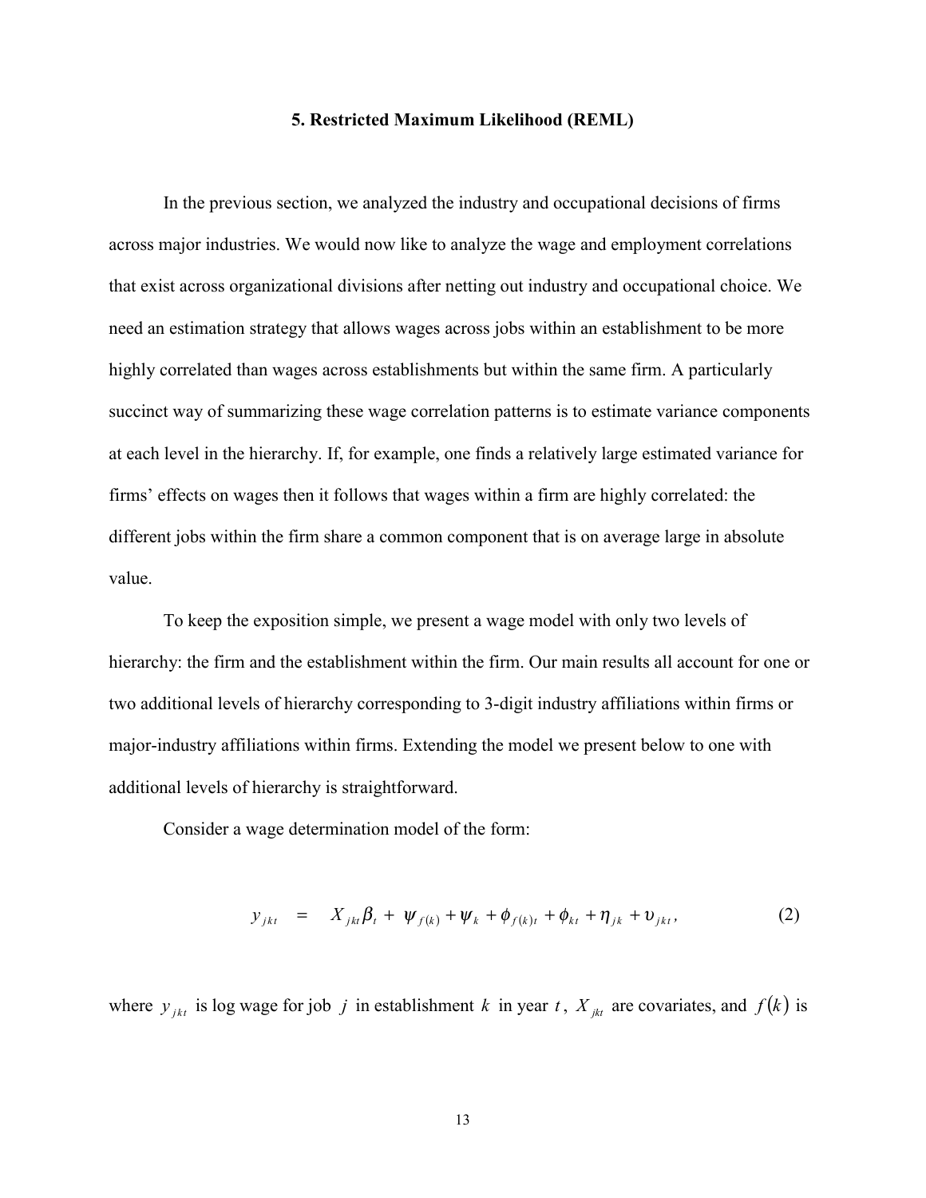## 5. Restricted Maximum Likelihood (REML)

In the previous section, we analyzed the industry and occupational decisions of firms across major industries. We would now like to analyze the wage and employment correlations that exist across organizational divisions after netting out industry and occupational choice. We need an estimation strategy that allows wages across jobs within an establishment to be more highly correlated than wages across establishments but within the same firm. A particularly succinct way of summarizing these wage correlation patterns is to estimate variance components at each level in the hierarchy. If, for example, one finds a relatively large estimated variance for firms' effects on wages then it follows that wages within a firm are highly correlated: the different jobs within the firm share a common component that is on average large in absolute value.

To keep the exposition simple, we present a wage model with only two levels of hierarchy: the firm and the establishment within the firm. Our main results all account for one or two additional levels of hierarchy corresponding to 3-digit industry affiliations within firms or major-industry affiliations within firms. Extending the model we present below to one with additional levels of hierarchy is straightforward.

Consider a wage determination model of the form:

$$y_{jkt} = X_{jkt}\beta_t + \psi_{f(k)} + \psi_k + \phi_{f(k)t} + \phi_{kt} + \eta_{jk} + \upsilon_{jkt}, \tag{2}$$

where $y_{jkt}$ is log wage for job $j$ in establishment $k$ in year $t$, $X_{jkt}$ are covariates, and $f(k)$ is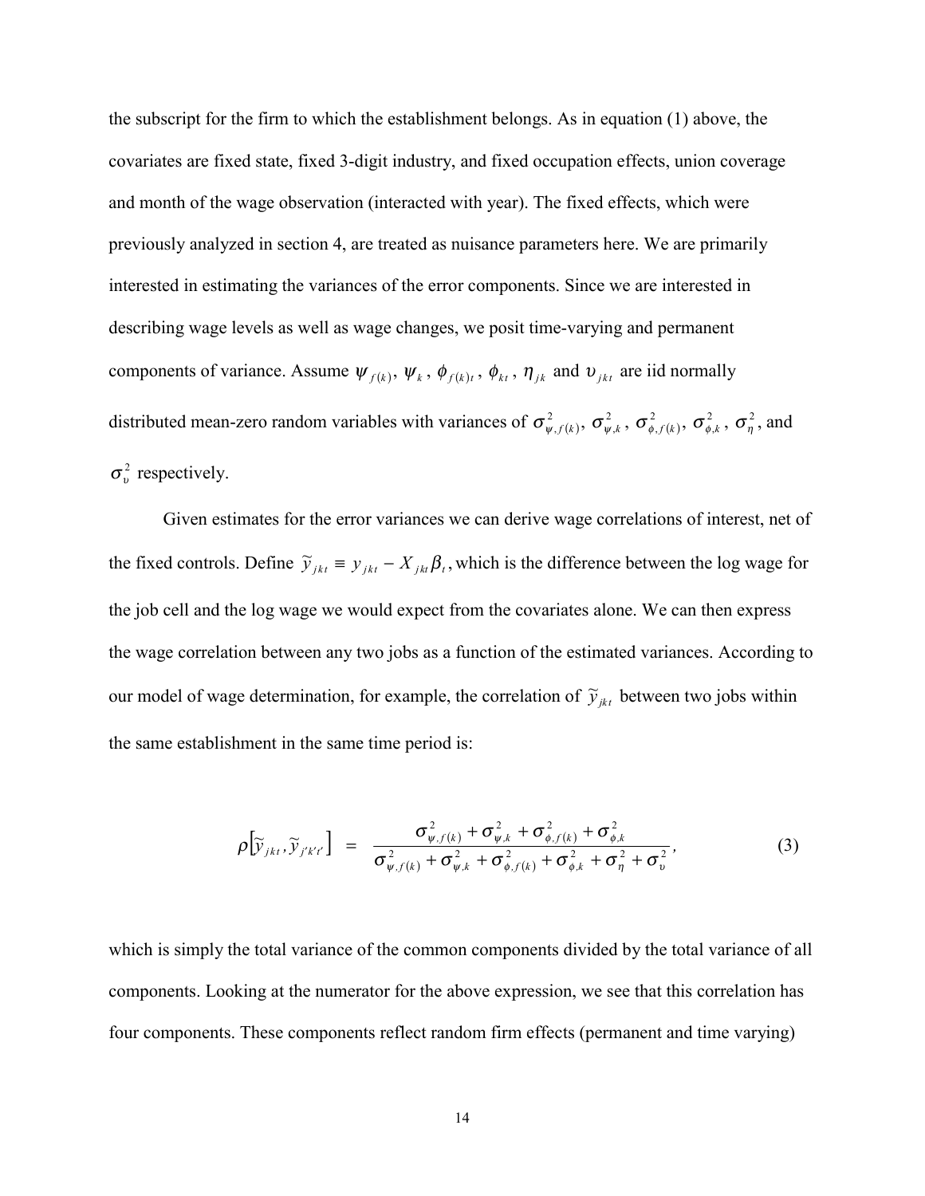the subscript for the firm to which the establishment belongs. As in equation (1) above, the covariates are fixed state, fixed 3-digit industry, and fixed occupation effects, union coverage and month of the wage observation (interacted with year). The fixed effects, which were previously analyzed in section 4, are treated as nuisance parameters here. We are primarily interested in estimating the variances of the error components. Since we are interested in describing wage levels as well as wage changes, we posit time-varying and permanent components of variance. Assume $\psi_{f(k)}$, $\psi_k$, $\phi_{f(k)t}$, $\phi_{kt}$, $\eta_{jk}$ and $\upsilon_{jkt}$ are iid normally distributed mean-zero random variables with variances of $\sigma^2_{\psi,f(k)}$, $\sigma^2_{\psi,k}$, $\sigma^2_{\phi,f(k)}$, $\sigma^2_{\phi,k}$, $\sigma^2_{\eta}$, and $\sigma^2_{\upsilon}$ respectively.

Given estimates for the error variances we can derive wage correlations of interest, net of the fixed controls. Define $\widetilde{y}_{jkt} \equiv y_{jkt} - X_{jkt}\beta_t$, which is the difference between the log wage for the job cell and the log wage we would expect from the covariates alone. We can then express the wage correlation between any two jobs as a function of the estimated variances. According to our model of wage determination, for example, the correlation of $\widetilde{y}_{jkt}$ between two jobs within the same establishment in the same time period is:

$$\rho\left[\widetilde{y}_{jkt}, \widetilde{y}_{j'k't'}\right] = \frac{\sigma^2_{\psi,f(k)} + \sigma^2_{\psi,k} + \sigma^2_{\phi,f(k)} + \sigma^2_{\phi,k}}{\sigma^2_{\psi,f(k)} + \sigma^2_{\psi,k} + \sigma^2_{\phi,f(k)} + \sigma^2_{\phi,k} + \sigma^2_{\eta} + \sigma^2_{\upsilon}}, \tag{3}$$

which is simply the total variance of the common components divided by the total variance of all components. Looking at the numerator for the above expression, we see that this correlation has four components. These components reflect random firm effects (permanent and time varying)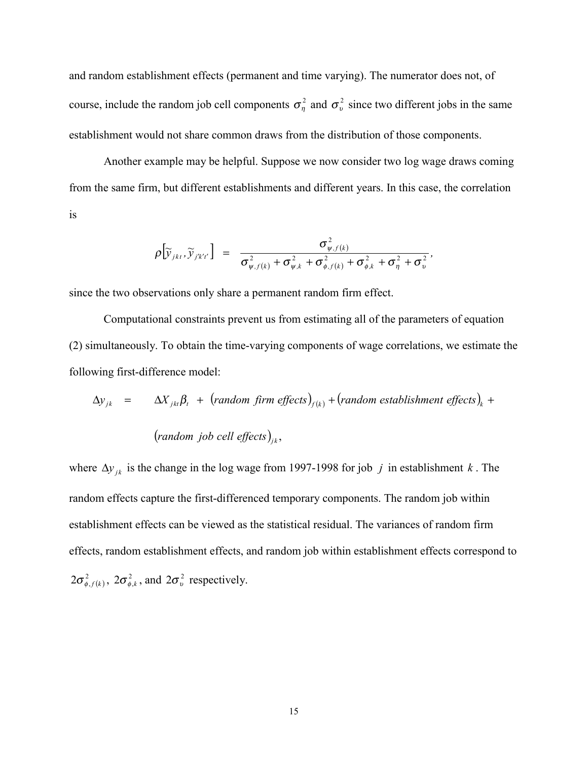and random establishment effects (permanent and time varying). The numerator does not, of course, include the random job cell components $\sigma_{\eta}^{2}$ and $\sigma_{\upsilon}^{2}$ since two different jobs in the same establishment would not share common draws from the distribution of those components.

Another example may be helpful. Suppose we now consider two log wage draws coming from the same firm, but different establishments and different years. In this case, the correlation is

$$\rho\left[\tilde{y}_{jkt}, \tilde{y}_{j'k't'}\right] \;=\; \frac{\sigma_{\psi,f(k)}^{2}}{\sigma_{\psi,f(k)}^{2} + \sigma_{\psi,k}^{2} + \sigma_{\phi,f(k)}^{2} + \sigma_{\phi,k}^{2} + \sigma_{\eta}^{2} + \sigma_{\upsilon}^{2}},$$

since the two observations only share a permanent random firm effect.

Computational constraints prevent us from estimating all of the parameters of equation (2) simultaneously. To obtain the time-varying components of wage correlations, we estimate the following first-difference model:

$$\Delta y_{jk} \;=\; \Delta X_{jkt}\beta_{t} \;+\; \left(\textit{random firm effects}\right)_{f(k)} + \left(\textit{random establishment effects}\right)_{k} + \left(\textit{random job cell effects}\right)_{jk},$$

where $\Delta y_{jk}$ is the change in the log wage from 1997-1998 for job $j$ in establishment $k$. The random effects capture the first-differenced temporary components. The random job within establishment effects can be viewed as the statistical residual. The variances of random firm effects, random establishment effects, and random job within establishment effects correspond to $2\sigma_{\phi,f(k)}^{2}$, $2\sigma_{\phi,k}^{2}$, and $2\sigma_{\upsilon}^{2}$ respectively.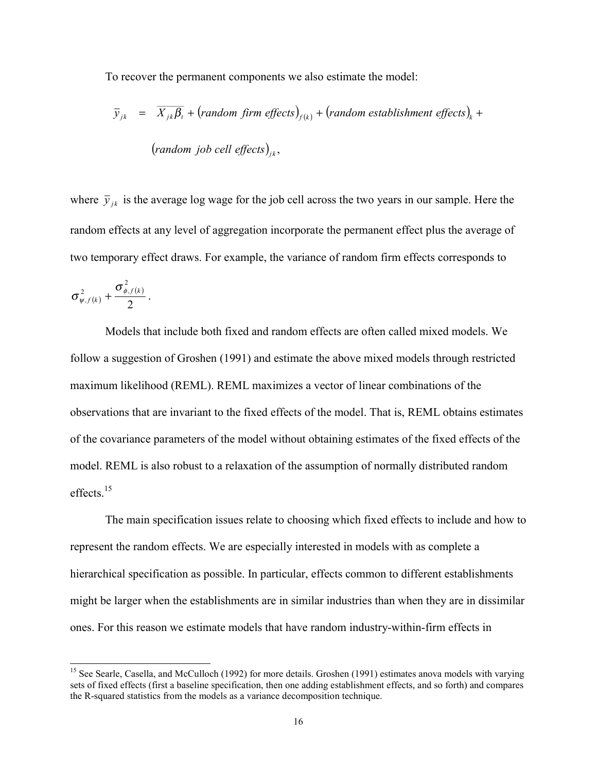To recover the permanent components we also estimate the model:

$$\bar{y}_{jk} = \overline{X_{jk}\beta_t} + (\textit{random firm effects})_{f(k)} + (\textit{random establishment effects})_k + (\textit{random job cell effects})_{jk},$$

where $\bar{y}_{jk}$ is the average log wage for the job cell across the two years in our sample. Here the random effects at any level of aggregation incorporate the permanent effect plus the average of two temporary effect draws. For example, the variance of random firm effects corresponds to $\sigma^2_{\psi,f(k)} + \frac{\sigma^2_{\phi,f(k)}}{2}$.

Models that include both fixed and random effects are often called mixed models. We follow a suggestion of Groshen (1991) and estimate the above mixed models through restricted maximum likelihood (REML). REML maximizes a vector of linear combinations of the observations that are invariant to the fixed effects of the model. That is, REML obtains estimates of the covariance parameters of the model without obtaining estimates of the fixed effects of the model. REML is also robust to a relaxation of the assumption of normally distributed random effects.[15]

The main specification issues relate to choosing which fixed effects to include and how to represent the random effects. We are especially interested in models with as complete a hierarchical specification as possible. In particular, effects common to different establishments might be larger when the establishments are in similar industries than when they are in dissimilar ones. For this reason we estimate models that have random industry-within-firm effects in

[15] See Searle, Casella, and McCulloch (1992) for more details. Groshen (1991) estimates anova models with varying sets of fixed effects (first a baseline specification, then one adding establishment effects, and so forth) and compares the R-squared statistics from the models as a variance decomposition technique.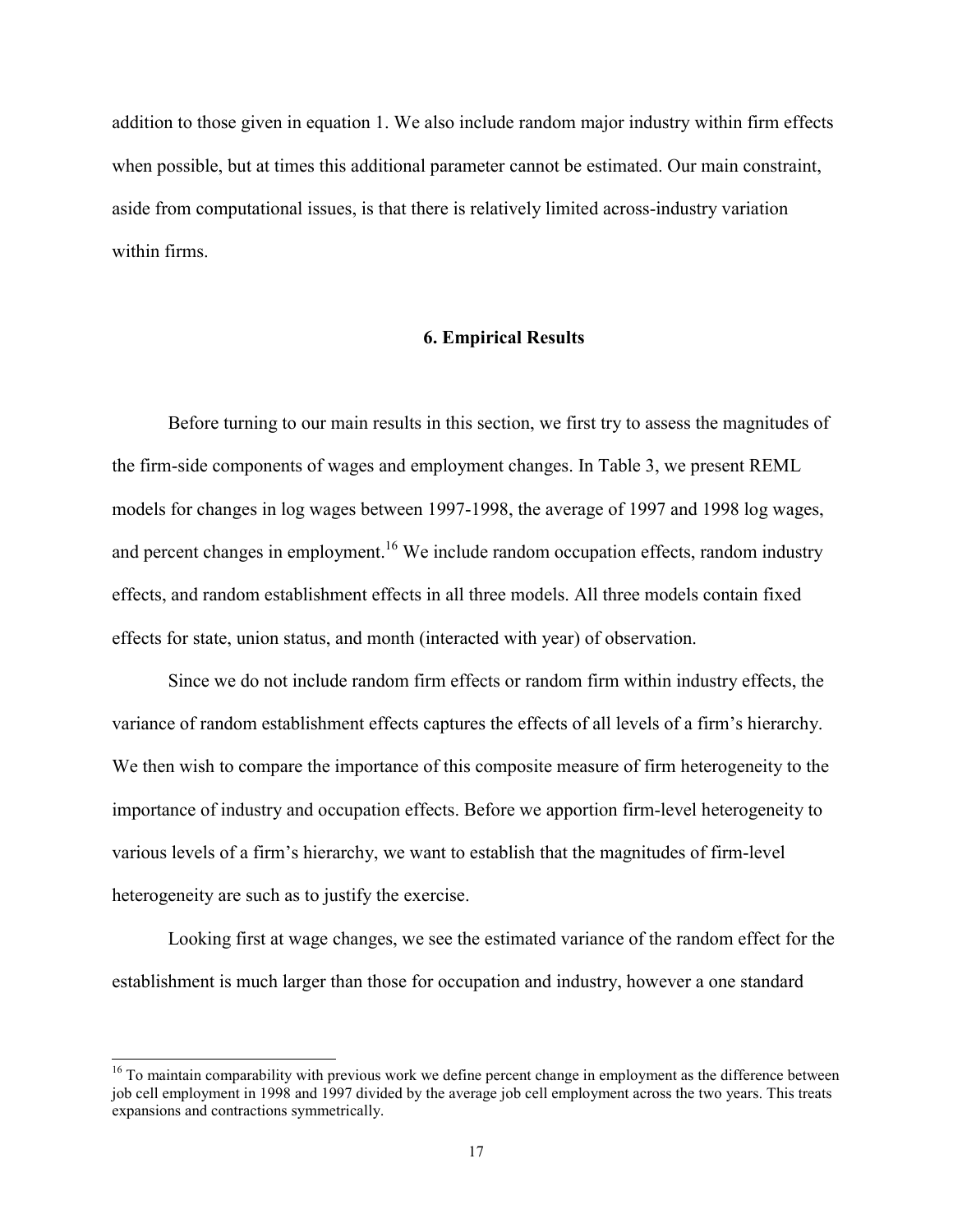addition to those given in equation 1. We also include random major industry within firm effects when possible, but at times this additional parameter cannot be estimated. Our main constraint, aside from computational issues, is that there is relatively limited across-industry variation within firms.

## 6. Empirical Results

Before turning to our main results in this section, we first try to assess the magnitudes of the firm-side components of wages and employment changes. In Table 3, we present REML models for changes in log wages between 1997-1998, the average of 1997 and 1998 log wages, and percent changes in employment.[16] We include random occupation effects, random industry effects, and random establishment effects in all three models. All three models contain fixed effects for state, union status, and month (interacted with year) of observation.

Since we do not include random firm effects or random firm within industry effects, the variance of random establishment effects captures the effects of all levels of a firm's hierarchy. We then wish to compare the importance of this composite measure of firm heterogeneity to the importance of industry and occupation effects. Before we apportion firm-level heterogeneity to various levels of a firm's hierarchy, we want to establish that the magnitudes of firm-level heterogeneity are such as to justify the exercise.

Looking first at wage changes, we see the estimated variance of the random effect for the establishment is much larger than those for occupation and industry, however a one standard

[16] To maintain comparability with previous work we define percent change in employment as the difference between job cell employment in 1998 and 1997 divided by the average job cell employment across the two years. This treats expansions and contractions symmetrically.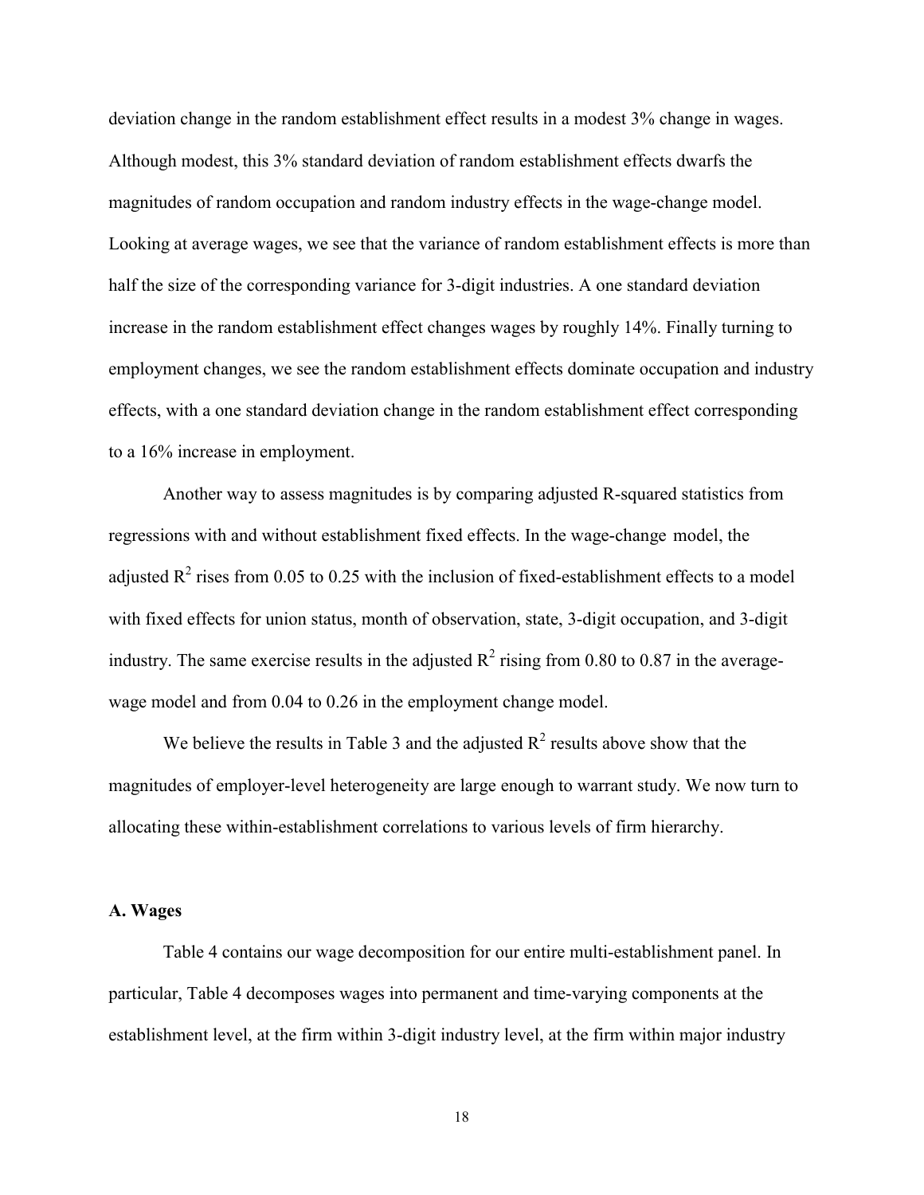deviation change in the random establishment effect results in a modest 3% change in wages. Although modest, this 3% standard deviation of random establishment effects dwarfs the magnitudes of random occupation and random industry effects in the wage-change model. Looking at average wages, we see that the variance of random establishment effects is more than half the size of the corresponding variance for 3-digit industries. A one standard deviation increase in the random establishment effect changes wages by roughly 14%. Finally turning to employment changes, we see the random establishment effects dominate occupation and industry effects, with a one standard deviation change in the random establishment effect corresponding to a 16% increase in employment.

Another way to assess magnitudes is by comparing adjusted R-squared statistics from regressions with and without establishment fixed effects. In the wage-change model, the adjusted $R^2$ rises from 0.05 to 0.25 with the inclusion of fixed-establishment effects to a model with fixed effects for union status, month of observation, state, 3-digit occupation, and 3-digit industry. The same exercise results in the adjusted $R^2$ rising from 0.80 to 0.87 in the average-wage model and from 0.04 to 0.26 in the employment change model.

We believe the results in Table 3 and the adjusted $R^2$ results above show that the magnitudes of employer-level heterogeneity are large enough to warrant study. We now turn to allocating these within-establishment correlations to various levels of firm hierarchy.

### A. Wages

Table 4 contains our wage decomposition for our entire multi-establishment panel. In particular, Table 4 decomposes wages into permanent and time-varying components at the establishment level, at the firm within 3-digit industry level, at the firm within major industry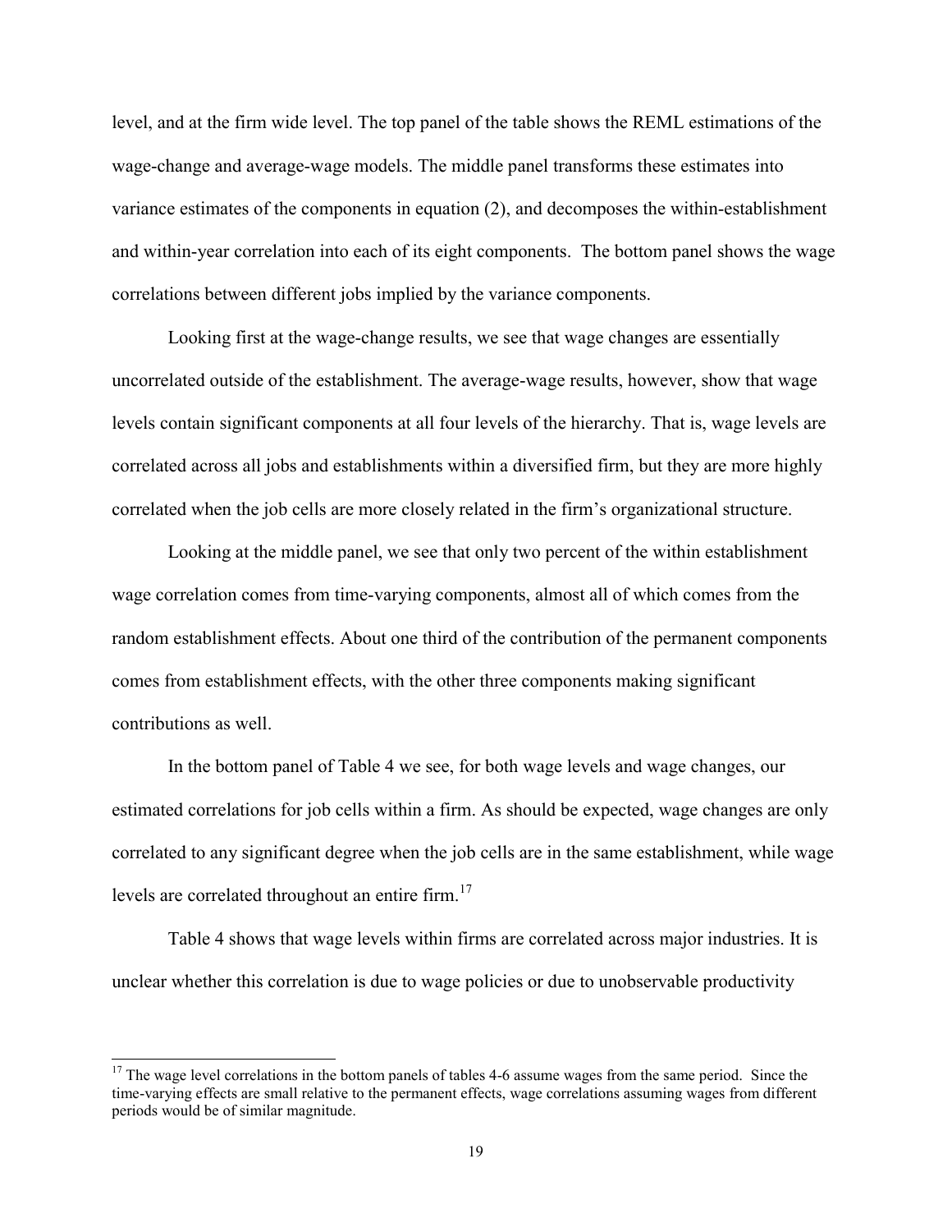level, and at the firm wide level. The top panel of the table shows the REML estimations of the wage-change and average-wage models. The middle panel transforms these estimates into variance estimates of the components in equation (2), and decomposes the within-establishment and within-year correlation into each of its eight components. The bottom panel shows the wage correlations between different jobs implied by the variance components.

Looking first at the wage-change results, we see that wage changes are essentially uncorrelated outside of the establishment. The average-wage results, however, show that wage levels contain significant components at all four levels of the hierarchy. That is, wage levels are correlated across all jobs and establishments within a diversified firm, but they are more highly correlated when the job cells are more closely related in the firm's organizational structure.

Looking at the middle panel, we see that only two percent of the within establishment wage correlation comes from time-varying components, almost all of which comes from the random establishment effects. About one third of the contribution of the permanent components comes from establishment effects, with the other three components making significant contributions as well.

In the bottom panel of Table 4 we see, for both wage levels and wage changes, our estimated correlations for job cells within a firm. As should be expected, wage changes are only correlated to any significant degree when the job cells are in the same establishment, while wage levels are correlated throughout an entire firm.[17]

Table 4 shows that wage levels within firms are correlated across major industries. It is unclear whether this correlation is due to wage policies or due to unobservable productivity

[17] The wage level correlations in the bottom panels of tables 4-6 assume wages from the same period. Since the time-varying effects are small relative to the permanent effects, wage correlations assuming wages from different periods would be of similar magnitude.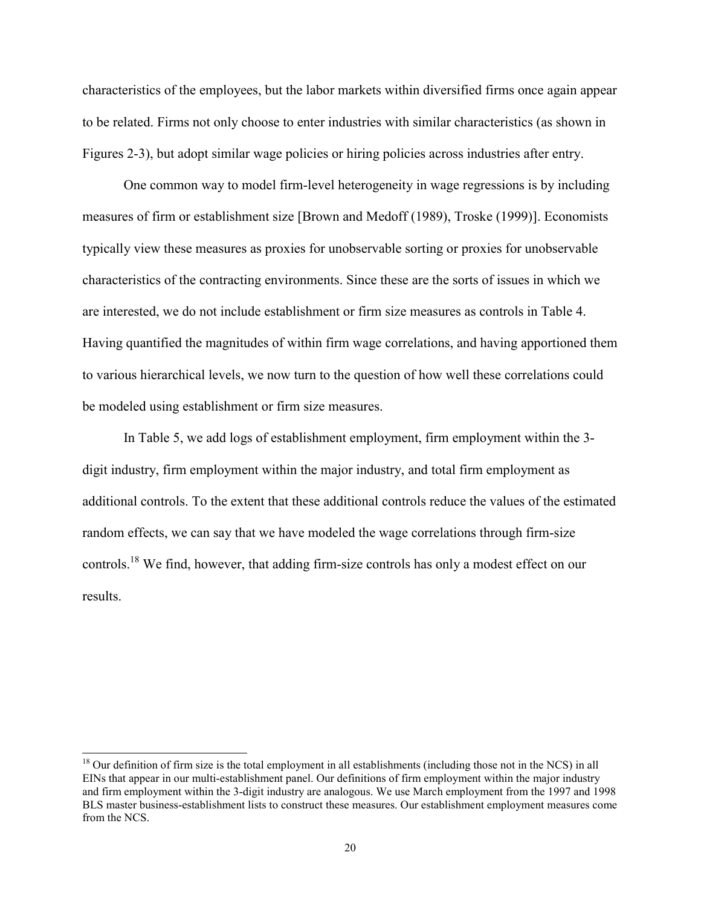characteristics of the employees, but the labor markets within diversified firms once again appear to be related. Firms not only choose to enter industries with similar characteristics (as shown in Figures 2-3), but adopt similar wage policies or hiring policies across industries after entry.

One common way to model firm-level heterogeneity in wage regressions is by including measures of firm or establishment size [Brown and Medoff (1989), Troske (1999)]. Economists typically view these measures as proxies for unobservable sorting or proxies for unobservable characteristics of the contracting environments. Since these are the sorts of issues in which we are interested, we do not include establishment or firm size measures as controls in Table 4. Having quantified the magnitudes of within firm wage correlations, and having apportioned them to various hierarchical levels, we now turn to the question of how well these correlations could be modeled using establishment or firm size measures.

In Table 5, we add logs of establishment employment, firm employment within the 3-digit industry, firm employment within the major industry, and total firm employment as additional controls. To the extent that these additional controls reduce the values of the estimated random effects, we can say that we have modeled the wage correlations through firm-size controls.[18] We find, however, that adding firm-size controls has only a modest effect on our results.

[18] Our definition of firm size is the total employment in all establishments (including those not in the NCS) in all EINs that appear in our multi-establishment panel. Our definitions of firm employment within the major industry and firm employment within the 3-digit industry are analogous. We use March employment from the 1997 and 1998 BLS master business-establishment lists to construct these measures. Our establishment employment measures come from the NCS.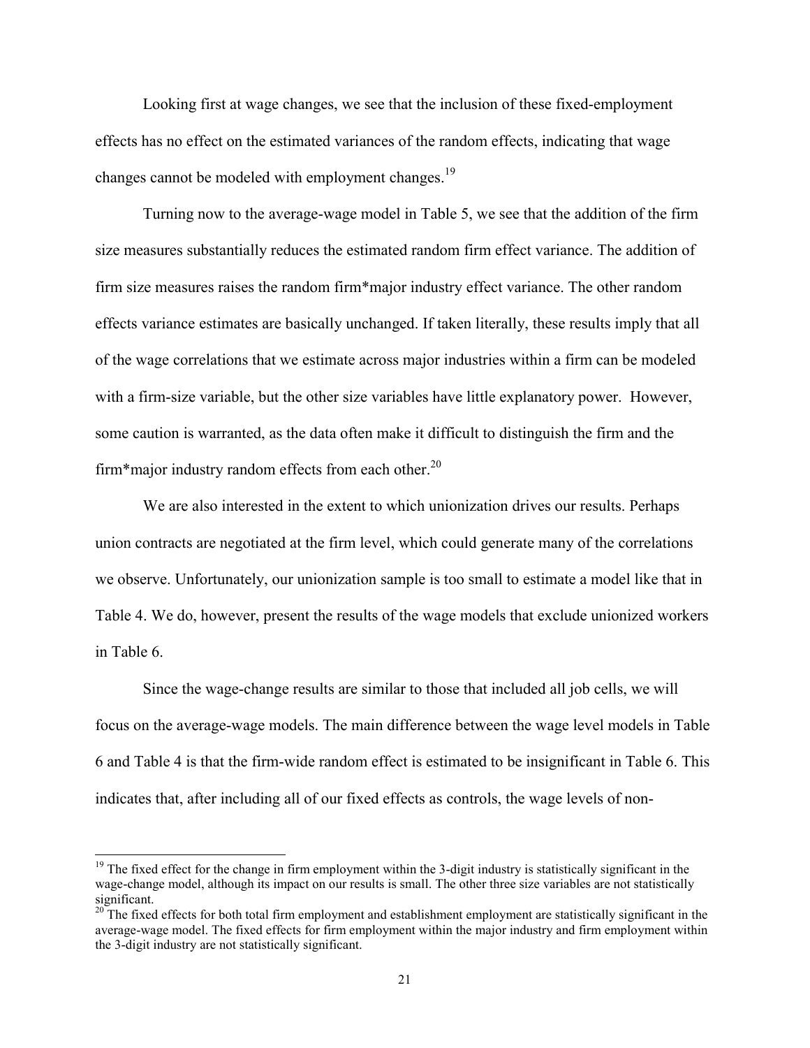Looking first at wage changes, we see that the inclusion of these fixed-employment effects has no effect on the estimated variances of the random effects, indicating that wage changes cannot be modeled with employment changes.[19]

Turning now to the average-wage model in Table 5, we see that the addition of the firm size measures substantially reduces the estimated random firm effect variance. The addition of firm size measures raises the random firm*major industry effect variance. The other random effects variance estimates are basically unchanged. If taken literally, these results imply that all of the wage correlations that we estimate across major industries within a firm can be modeled with a firm-size variable, but the other size variables have little explanatory power. However, some caution is warranted, as the data often make it difficult to distinguish the firm and the firm*major industry random effects from each other.[20]

We are also interested in the extent to which unionization drives our results. Perhaps union contracts are negotiated at the firm level, which could generate many of the correlations we observe. Unfortunately, our unionization sample is too small to estimate a model like that in Table 4. We do, however, present the results of the wage models that exclude unionized workers in Table 6.

Since the wage-change results are similar to those that included all job cells, we will focus on the average-wage models. The main difference between the wage level models in Table 6 and Table 4 is that the firm-wide random effect is estimated to be insignificant in Table 6. This indicates that, after including all of our fixed effects as controls, the wage levels of non-

---

[19] The fixed effect for the change in firm employment within the 3-digit industry is statistically significant in the wage-change model, although its impact on our results is small. The other three size variables are not statistically significant.

[20] The fixed effects for both total firm employment and establishment employment are statistically significant in the average-wage model. The fixed effects for firm employment within the major industry and firm employment within the 3-digit industry are not statistically significant.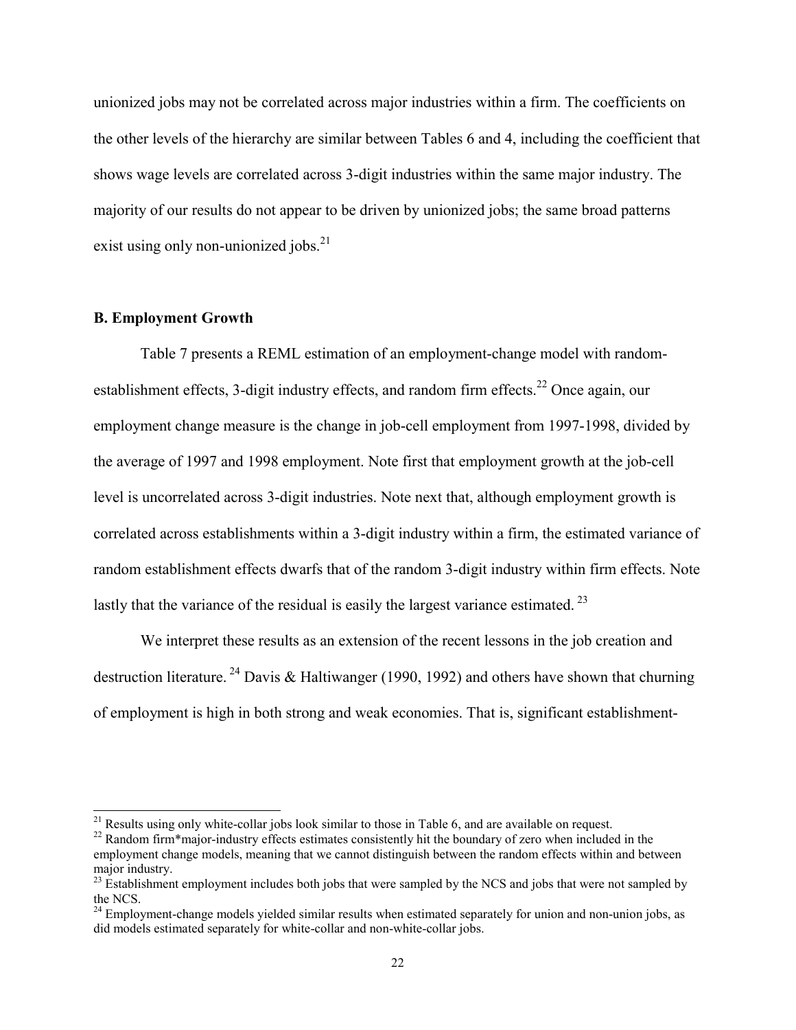unionized jobs may not be correlated across major industries within a firm. The coefficients on the other levels of the hierarchy are similar between Tables 6 and 4, including the coefficient that shows wage levels are correlated across 3-digit industries within the same major industry. The majority of our results do not appear to be driven by unionized jobs; the same broad patterns exist using only non-unionized jobs.[21]

### B. Employment Growth

Table 7 presents a REML estimation of an employment-change model with random-establishment effects, 3-digit industry effects, and random firm effects.[22] Once again, our employment change measure is the change in job-cell employment from 1997-1998, divided by the average of 1997 and 1998 employment. Note first that employment growth at the job-cell level is uncorrelated across 3-digit industries. Note next that, although employment growth is correlated across establishments within a 3-digit industry within a firm, the estimated variance of random establishment effects dwarfs that of the random 3-digit industry within firm effects. Note lastly that the variance of the residual is easily the largest variance estimated.[23]

We interpret these results as an extension of the recent lessons in the job creation and destruction literature.[24] Davis & Haltiwanger (1990, 1992) and others have shown that churning of employment is high in both strong and weak economies. That is, significant establishment-

---

[21] Results using only white-collar jobs look similar to those in Table 6, and are available on request.

[22] Random firm*major-industry effects estimates consistently hit the boundary of zero when included in the employment change models, meaning that we cannot distinguish between the random effects within and between major industry.

[23] Establishment employment includes both jobs that were sampled by the NCS and jobs that were not sampled by the NCS.

[24] Employment-change models yielded similar results when estimated separately for union and non-union jobs, as did models estimated separately for white-collar and non-white-collar jobs.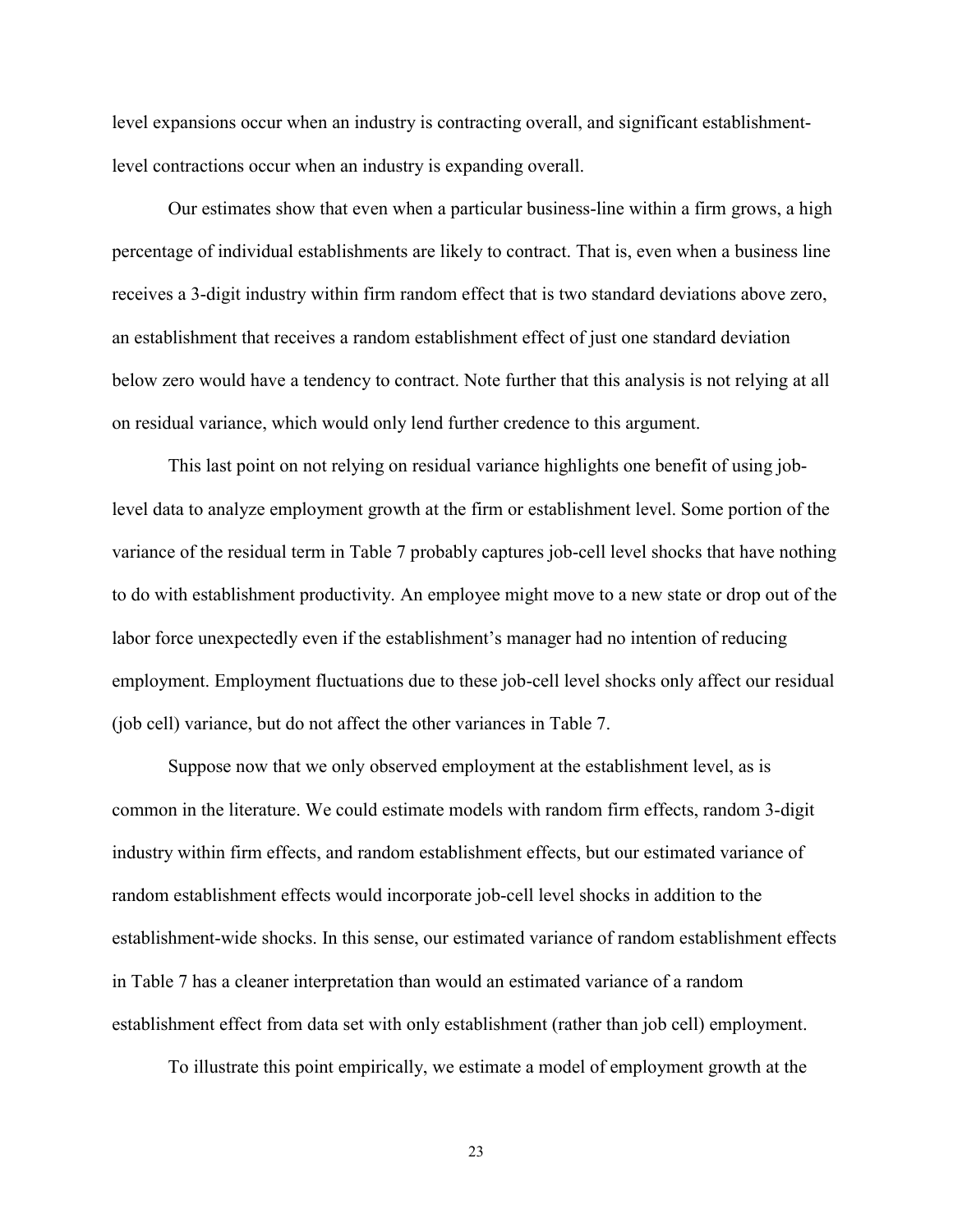level expansions occur when an industry is contracting overall, and significant establishment-level contractions occur when an industry is expanding overall.

Our estimates show that even when a particular business-line within a firm grows, a high percentage of individual establishments are likely to contract. That is, even when a business line receives a 3-digit industry within firm random effect that is two standard deviations above zero, an establishment that receives a random establishment effect of just one standard deviation below zero would have a tendency to contract. Note further that this analysis is not relying at all on residual variance, which would only lend further credence to this argument.

This last point on not relying on residual variance highlights one benefit of using job-level data to analyze employment growth at the firm or establishment level. Some portion of the variance of the residual term in Table 7 probably captures job-cell level shocks that have nothing to do with establishment productivity. An employee might move to a new state or drop out of the labor force unexpectedly even if the establishment's manager had no intention of reducing employment. Employment fluctuations due to these job-cell level shocks only affect our residual (job cell) variance, but do not affect the other variances in Table 7.

Suppose now that we only observed employment at the establishment level, as is common in the literature. We could estimate models with random firm effects, random 3-digit industry within firm effects, and random establishment effects, but our estimated variance of random establishment effects would incorporate job-cell level shocks in addition to the establishment-wide shocks. In this sense, our estimated variance of random establishment effects in Table 7 has a cleaner interpretation than would an estimated variance of a random establishment effect from data set with only establishment (rather than job cell) employment.

To illustrate this point empirically, we estimate a model of employment growth at the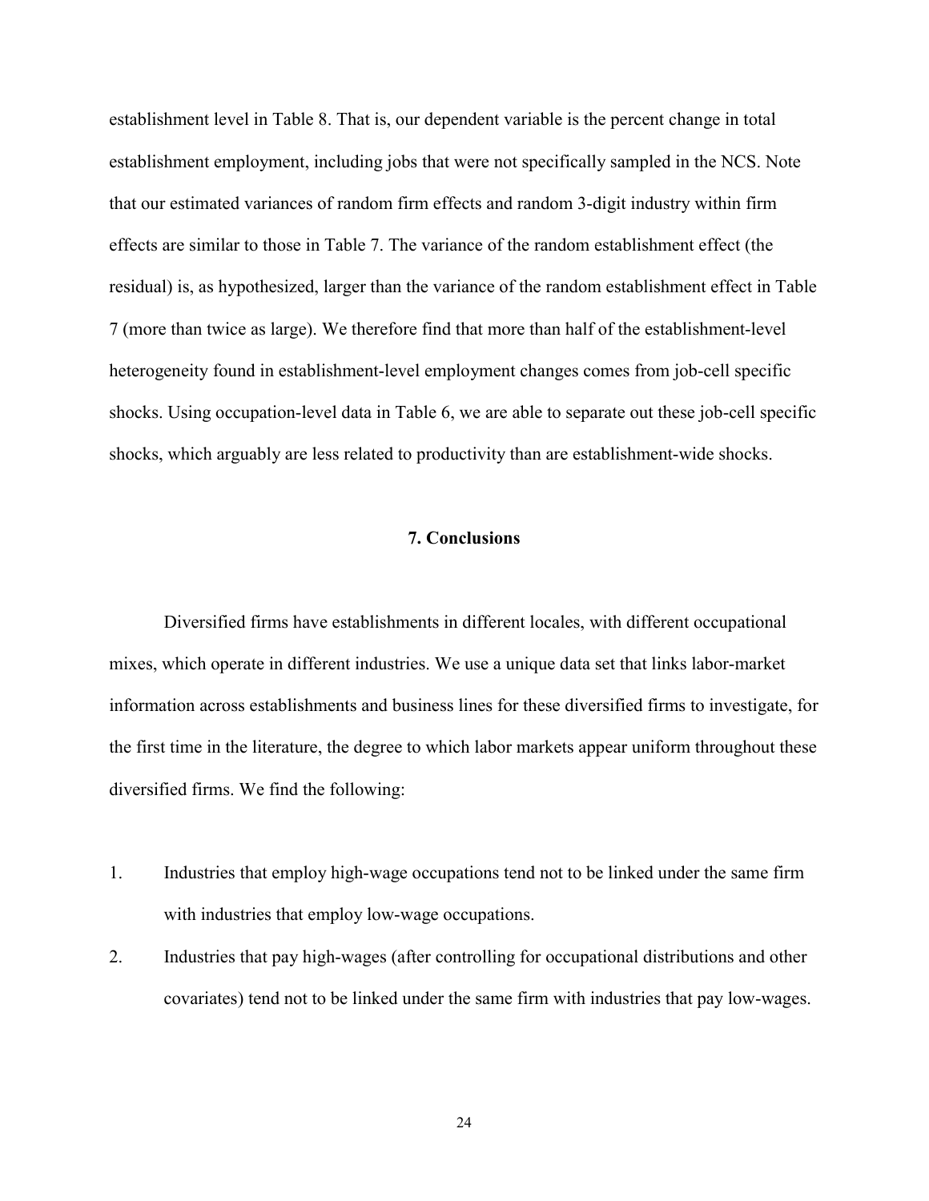establishment level in Table 8. That is, our dependent variable is the percent change in total establishment employment, including jobs that were not specifically sampled in the NCS. Note that our estimated variances of random firm effects and random 3-digit industry within firm effects are similar to those in Table 7. The variance of the random establishment effect (the residual) is, as hypothesized, larger than the variance of the random establishment effect in Table 7 (more than twice as large). We therefore find that more than half of the establishment-level heterogeneity found in establishment-level employment changes comes from job-cell specific shocks. Using occupation-level data in Table 6, we are able to separate out these job-cell specific shocks, which arguably are less related to productivity than are establishment-wide shocks.

## 7. Conclusions

Diversified firms have establishments in different locales, with different occupational mixes, which operate in different industries. We use a unique data set that links labor-market information across establishments and business lines for these diversified firms to investigate, for the first time in the literature, the degree to which labor markets appear uniform throughout these diversified firms. We find the following:

1. Industries that employ high-wage occupations tend not to be linked under the same firm with industries that employ low-wage occupations.
2. Industries that pay high-wages (after controlling for occupational distributions and other covariates) tend not to be linked under the same firm with industries that pay low-wages.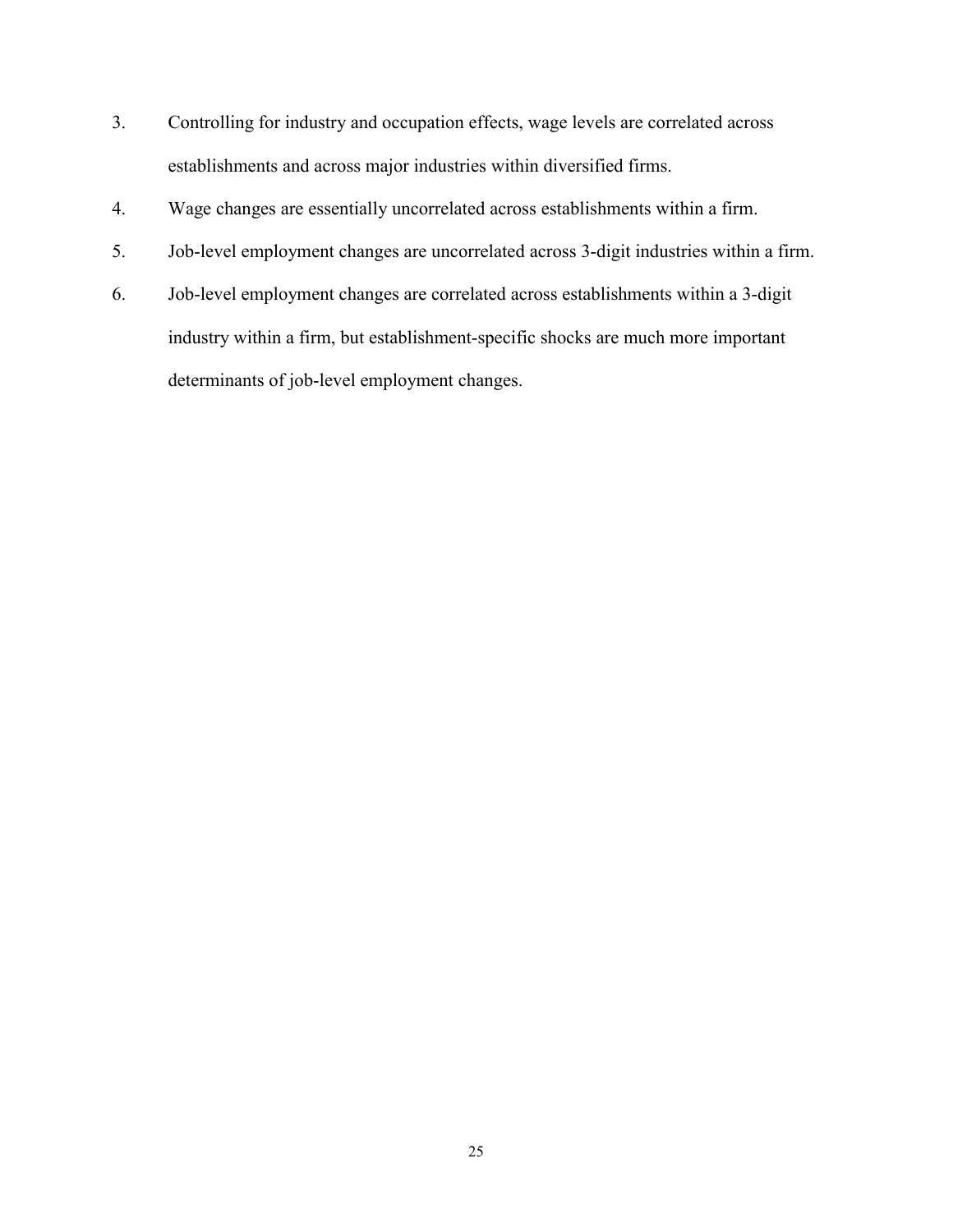3. Controlling for industry and occupation effects, wage levels are correlated across establishments and across major industries within diversified firms.
4. Wage changes are essentially uncorrelated across establishments within a firm.
5. Job-level employment changes are uncorrelated across 3-digit industries within a firm.
6. Job-level employment changes are correlated across establishments within a 3-digit industry within a firm, but establishment-specific shocks are much more important determinants of job-level employment changes.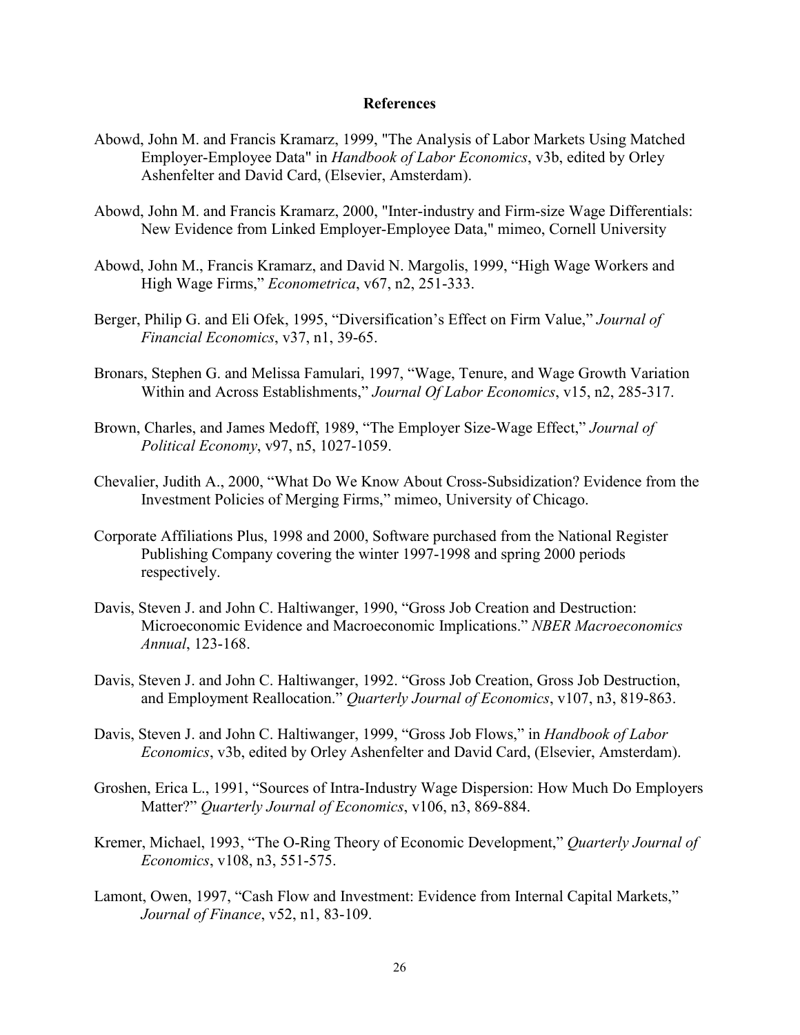## References

Abowd, John M. and Francis Kramarz, 1999, "The Analysis of Labor Markets Using Matched Employer-Employee Data" in *Handbook of Labor Economics*, v3b, edited by Orley Ashenfelter and David Card, (Elsevier, Amsterdam).

Abowd, John M. and Francis Kramarz, 2000, "Inter-industry and Firm-size Wage Differentials: New Evidence from Linked Employer-Employee Data," mimeo, Cornell University

Abowd, John M., Francis Kramarz, and David N. Margolis, 1999, "High Wage Workers and High Wage Firms," *Econometrica*, v67, n2, 251-333.

Berger, Philip G. and Eli Ofek, 1995, "Diversification's Effect on Firm Value," *Journal of Financial Economics*, v37, n1, 39-65.

Bronars, Stephen G. and Melissa Famulari, 1997, "Wage, Tenure, and Wage Growth Variation Within and Across Establishments," *Journal Of Labor Economics*, v15, n2, 285-317.

Brown, Charles, and James Medoff, 1989, "The Employer Size-Wage Effect," *Journal of Political Economy*, v97, n5, 1027-1059.

Chevalier, Judith A., 2000, "What Do We Know About Cross-Subsidization? Evidence from the Investment Policies of Merging Firms," mimeo, University of Chicago.

Corporate Affiliations Plus, 1998 and 2000, Software purchased from the National Register Publishing Company covering the winter 1997-1998 and spring 2000 periods respectively.

Davis, Steven J. and John C. Haltiwanger, 1990, "Gross Job Creation and Destruction: Microeconomic Evidence and Macroeconomic Implications." *NBER Macroeconomics Annual*, 123-168.

Davis, Steven J. and John C. Haltiwanger, 1992. "Gross Job Creation, Gross Job Destruction, and Employment Reallocation." *Quarterly Journal of Economics*, v107, n3, 819-863.

Davis, Steven J. and John C. Haltiwanger, 1999, "Gross Job Flows," in *Handbook of Labor Economics*, v3b, edited by Orley Ashenfelter and David Card, (Elsevier, Amsterdam).

Groshen, Erica L., 1991, "Sources of Intra-Industry Wage Dispersion: How Much Do Employers Matter?" *Quarterly Journal of Economics*, v106, n3, 869-884.

Kremer, Michael, 1993, "The O-Ring Theory of Economic Development," *Quarterly Journal of Economics*, v108, n3, 551-575.

Lamont, Owen, 1997, "Cash Flow and Investment: Evidence from Internal Capital Markets," *Journal of Finance*, v52, n1, 83-109.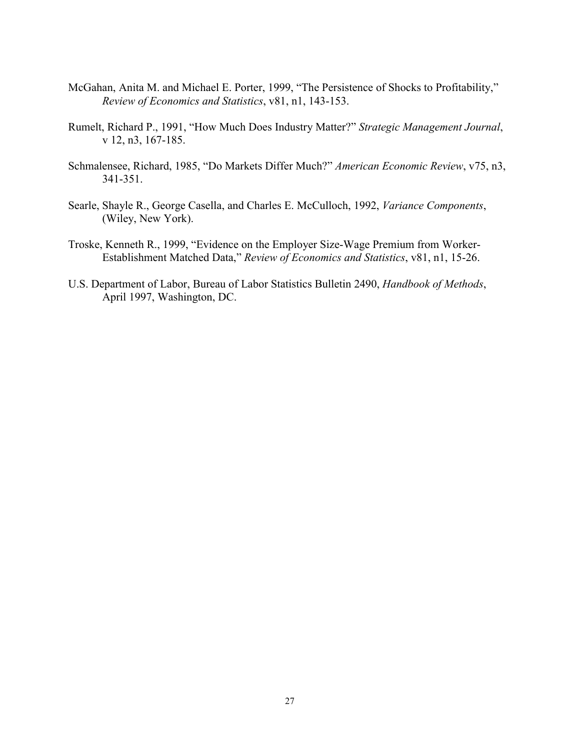McGahan, Anita M. and Michael E. Porter, 1999, "The Persistence of Shocks to Profitability," *Review of Economics and Statistics*, v81, n1, 143-153.

Rumelt, Richard P., 1991, "How Much Does Industry Matter?" *Strategic Management Journal*, v 12, n3, 167-185.

Schmalensee, Richard, 1985, "Do Markets Differ Much?" *American Economic Review*, v75, n3, 341-351.

Searle, Shayle R., George Casella, and Charles E. McCulloch, 1992, *Variance Components*, (Wiley, New York).

Troske, Kenneth R., 1999, "Evidence on the Employer Size-Wage Premium from Worker-Establishment Matched Data," *Review of Economics and Statistics*, v81, n1, 15-26.

U.S. Department of Labor, Bureau of Labor Statistics Bulletin 2490, *Handbook of Methods*, April 1997, Washington, DC.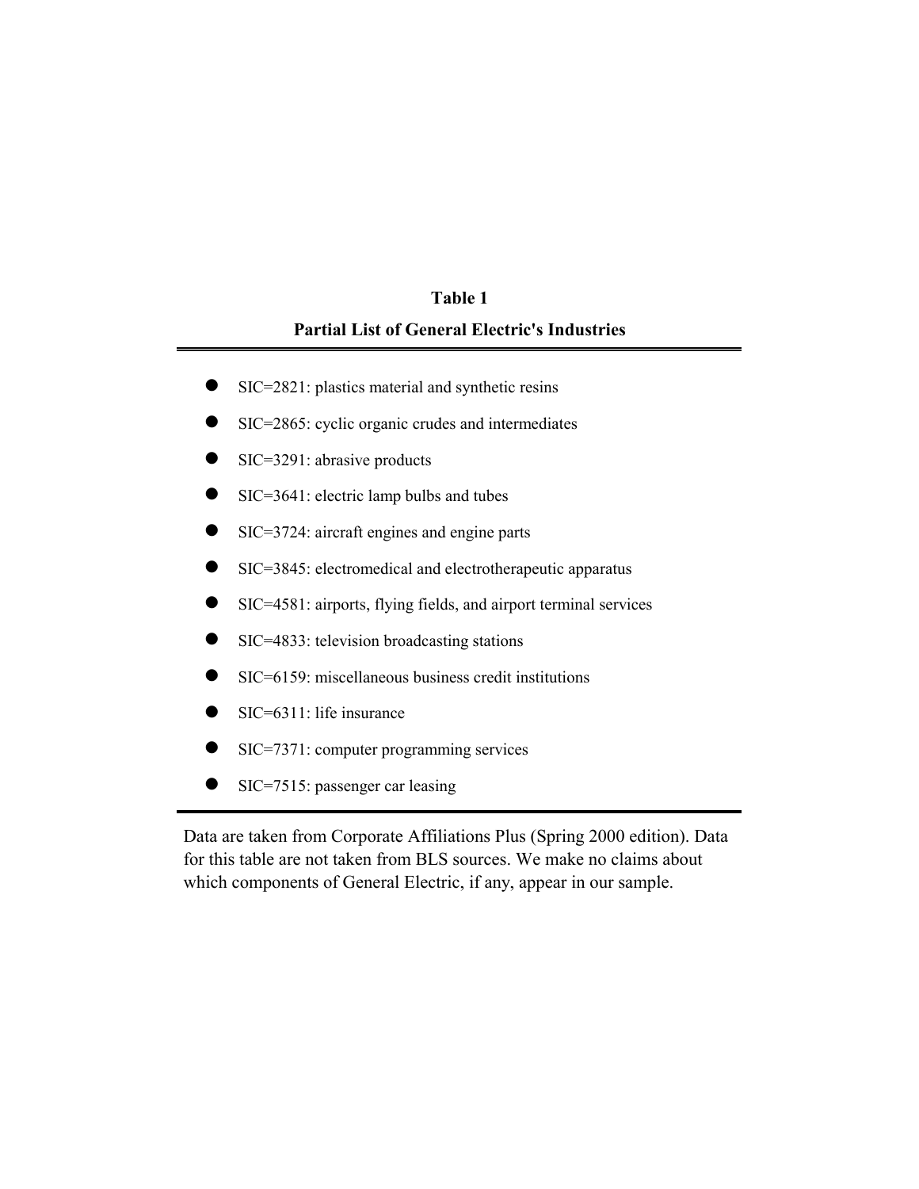**Table 1**

**Partial List of General Electric's Industries**

- SIC=2821: plastics material and synthetic resins
- SIC=2865: cyclic organic crudes and intermediates
- SIC=3291: abrasive products
- SIC=3641: electric lamp bulbs and tubes
- SIC=3724: aircraft engines and engine parts
- SIC=3845: electromedical and electrotherapeutic apparatus
- SIC=4581: airports, flying fields, and airport terminal services
- SIC=4833: television broadcasting stations
- SIC=6159: miscellaneous business credit institutions
- SIC=6311: life insurance
- SIC=7371: computer programming services
- SIC=7515: passenger car leasing

Data are taken from Corporate Affiliations Plus (Spring 2000 edition). Data for this table are not taken from BLS sources. We make no claims about which components of General Electric, if any, appear in our sample.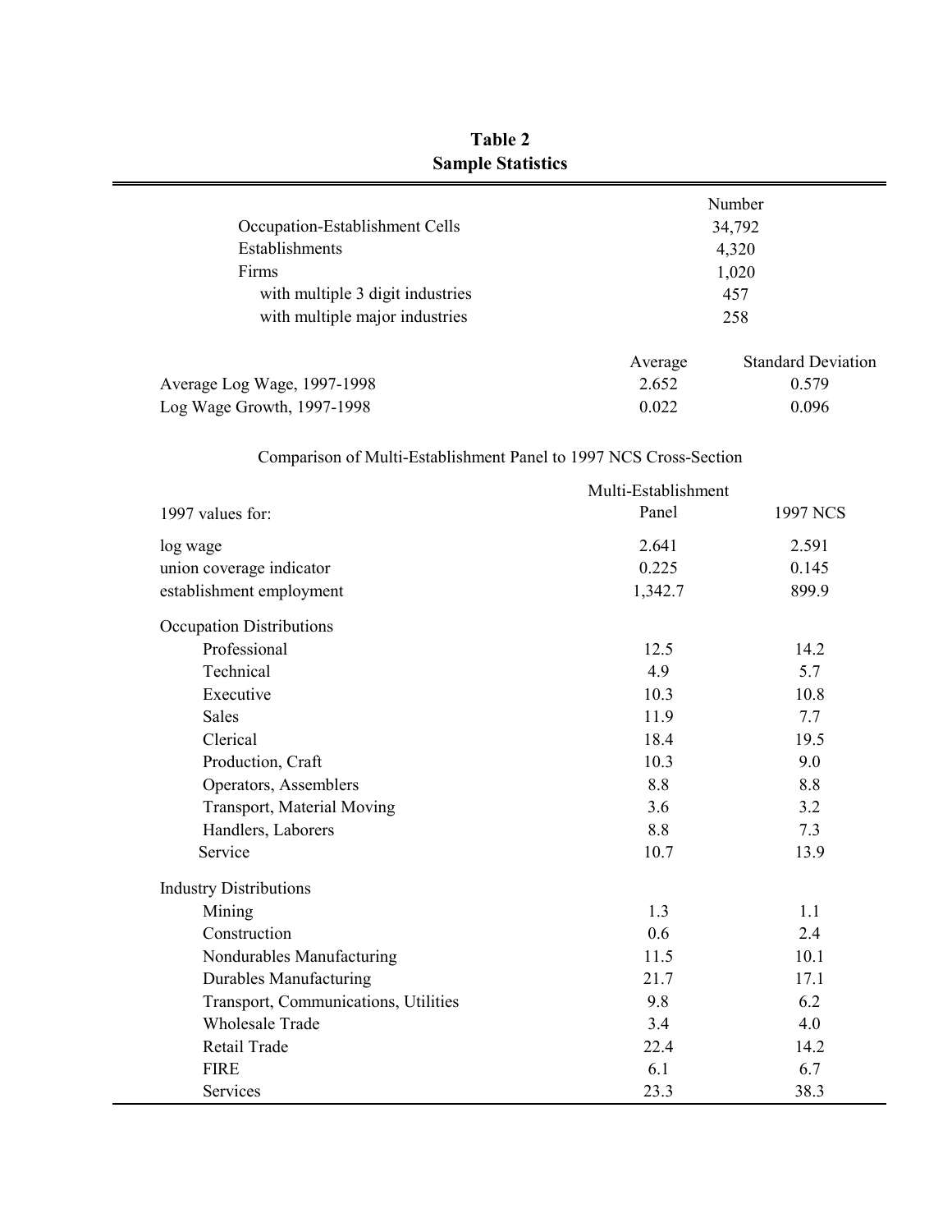**Table 2**
**Sample Statistics**

| | Number | |
|---|---|---|
| Occupation-Establishment Cells | 34,792 | |
| Establishments | 4,320 | |
| Firms | 1,020 | |
| with multiple 3 digit industries | 457 | |
| with multiple major industries | 258 | |
| | **Average** | **Standard Deviation** |
| Average Log Wage, 1997-1998 | 2.652 | 0.579 |
| Log Wage Growth, 1997-1998 | 0.022 | 0.096 |

Comparison of Multi-Establishment Panel to 1997 NCS Cross-Section

| 1997 values for: | Multi-Establishment Panel | 1997 NCS |
|---|---|---|
| log wage | 2.641 | 2.591 |
| union coverage indicator | 0.225 | 0.145 |
| establishment employment | 1,342.7 | 899.9 |
| Occupation Distributions | | |
| Professional | 12.5 | 14.2 |
| Technical | 4.9 | 5.7 |
| Executive | 10.3 | 10.8 |
| Sales | 11.9 | 7.7 |
| Clerical | 18.4 | 19.5 |
| Production, Craft | 10.3 | 9.0 |
| Operators, Assemblers | 8.8 | 8.8 |
| Transport, Material Moving | 3.6 | 3.2 |
| Handlers, Laborers | 8.8 | 7.3 |
| Service | 10.7 | 13.9 |
| Industry Distributions | | |
| Mining | 1.3 | 1.1 |
| Construction | 0.6 | 2.4 |
| Nondurables Manufacturing | 11.5 | 10.1 |
| Durables Manufacturing | 21.7 | 17.1 |
| Transport, Communications, Utilities | 9.8 | 6.2 |
| Wholesale Trade | 3.4 | 4.0 |
| Retail Trade | 22.4 | 14.2 |
| FIRE | 6.1 | 6.7 |
| Services | 23.3 | 38.3 |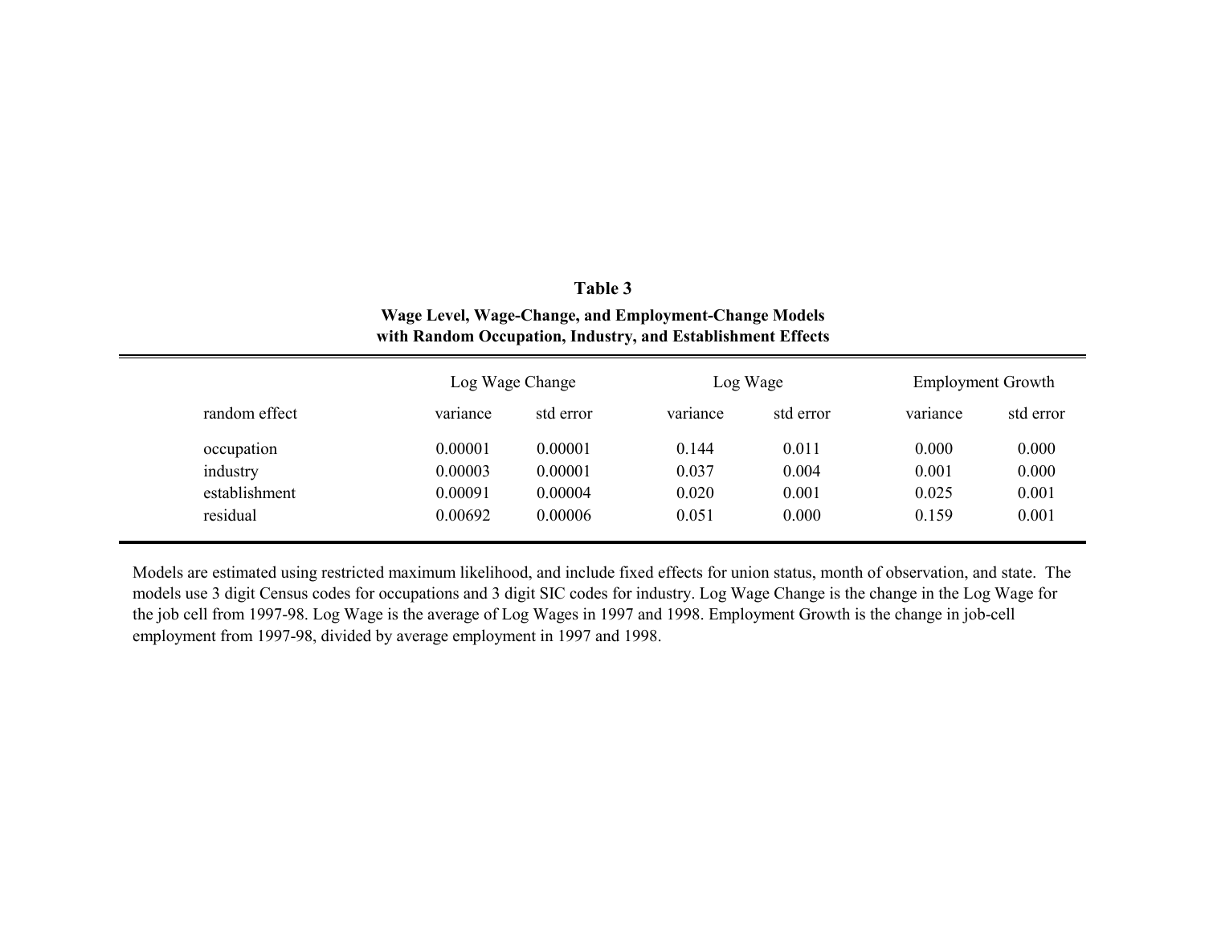# Table 3

**Wage Level, Wage-Change, and Employment-Change Models with Random Occupation, Industry, and Establishment Effects**

| | Log Wage Change | | Log Wage | | Employment Growth | |
|---|---|---|---|---|---|---|
| random effect | variance | std error | variance | std error | variance | std error |
| occupation | 0.00001 | 0.00001 | 0.144 | 0.011 | 0.000 | 0.000 |
| industry | 0.00003 | 0.00001 | 0.037 | 0.004 | 0.001 | 0.000 |
| establishment | 0.00091 | 0.00004 | 0.020 | 0.001 | 0.025 | 0.001 |
| residual | 0.00692 | 0.00006 | 0.051 | 0.000 | 0.159 | 0.001 |

Models are estimated using restricted maximum likelihood, and include fixed effects for union status, month of observation, and state. The models use 3 digit Census codes for occupations and 3 digit SIC codes for industry. Log Wage Change is the change in the Log Wage for the job cell from 1997-98. Log Wage is the average of Log Wages in 1997 and 1998. Employment Growth is the change in job-cell employment from 1997-98, divided by average employment in 1997 and 1998.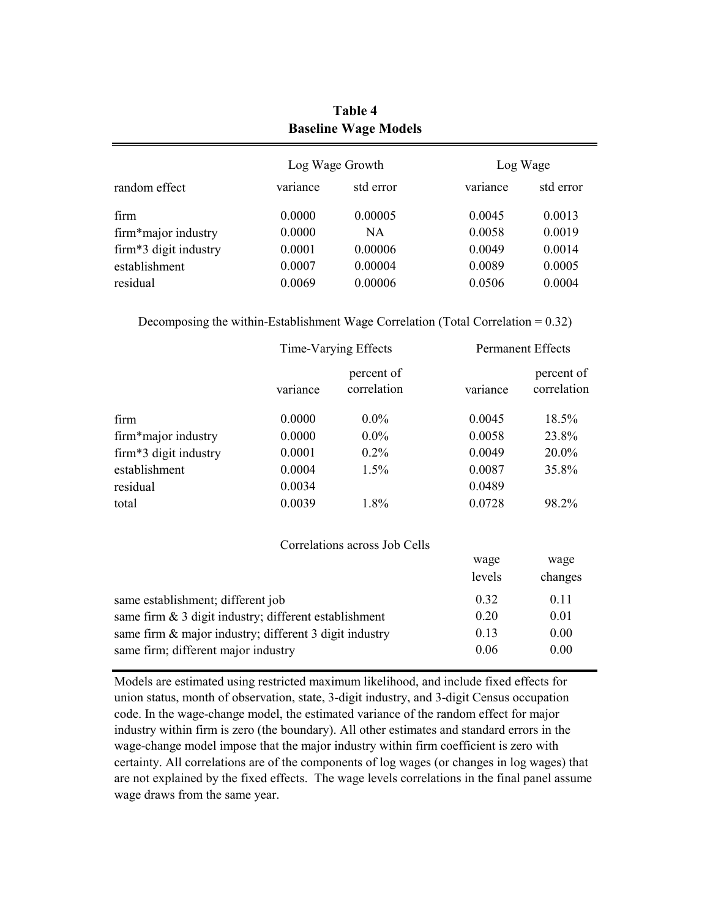**Table 4**
**Baseline Wage Models**

| | Log Wage Growth | | Log Wage | |
|---|---|---|---|---|
| random effect | variance | std error | variance | std error |
| firm | 0.0000 | 0.00005 | 0.0045 | 0.0013 |
| firm*major industry | 0.0000 | NA | 0.0058 | 0.0019 |
| firm*3 digit industry | 0.0001 | 0.00006 | 0.0049 | 0.0014 |
| establishment | 0.0007 | 0.00004 | 0.0089 | 0.0005 |
| residual | 0.0069 | 0.00006 | 0.0506 | 0.0004 |

Decomposing the within-Establishment Wage Correlation (Total Correlation = 0.32)

| | Time-Varying Effects | | Permanent Effects | |
|---|---|---|---|---|
| | variance | percent of correlation | variance | percent of correlation |
| firm | 0.0000 | 0.0% | 0.0045 | 18.5% |
| firm*major industry | 0.0000 | 0.0% | 0.0058 | 23.8% |
| firm*3 digit industry | 0.0001 | 0.2% | 0.0049 | 20.0% |
| establishment | 0.0004 | 1.5% | 0.0087 | 35.8% |
| residual | 0.0034 | | 0.0489 | |
| total | 0.0039 | 1.8% | 0.0728 | 98.2% |

Correlations across Job Cells

| | wage levels | wage changes |
|---|---|---|
| same establishment; different job | 0.32 | 0.11 |
| same firm & 3 digit industry; different establishment | 0.20 | 0.01 |
| same firm & major industry; different 3 digit industry | 0.13 | 0.00 |
| same firm; different major industry | 0.06 | 0.00 |

Models are estimated using restricted maximum likelihood, and include fixed effects for union status, month of observation, state, 3-digit industry, and 3-digit Census occupation code. In the wage-change model, the estimated variance of the random effect for major industry within firm is zero (the boundary). All other estimates and standard errors in the wage-change model impose that the major industry within firm coefficient is zero with certainty. All correlations are of the components of log wages (or changes in log wages) that are not explained by the fixed effects. The wage levels correlations in the final panel assume wage draws from the same year.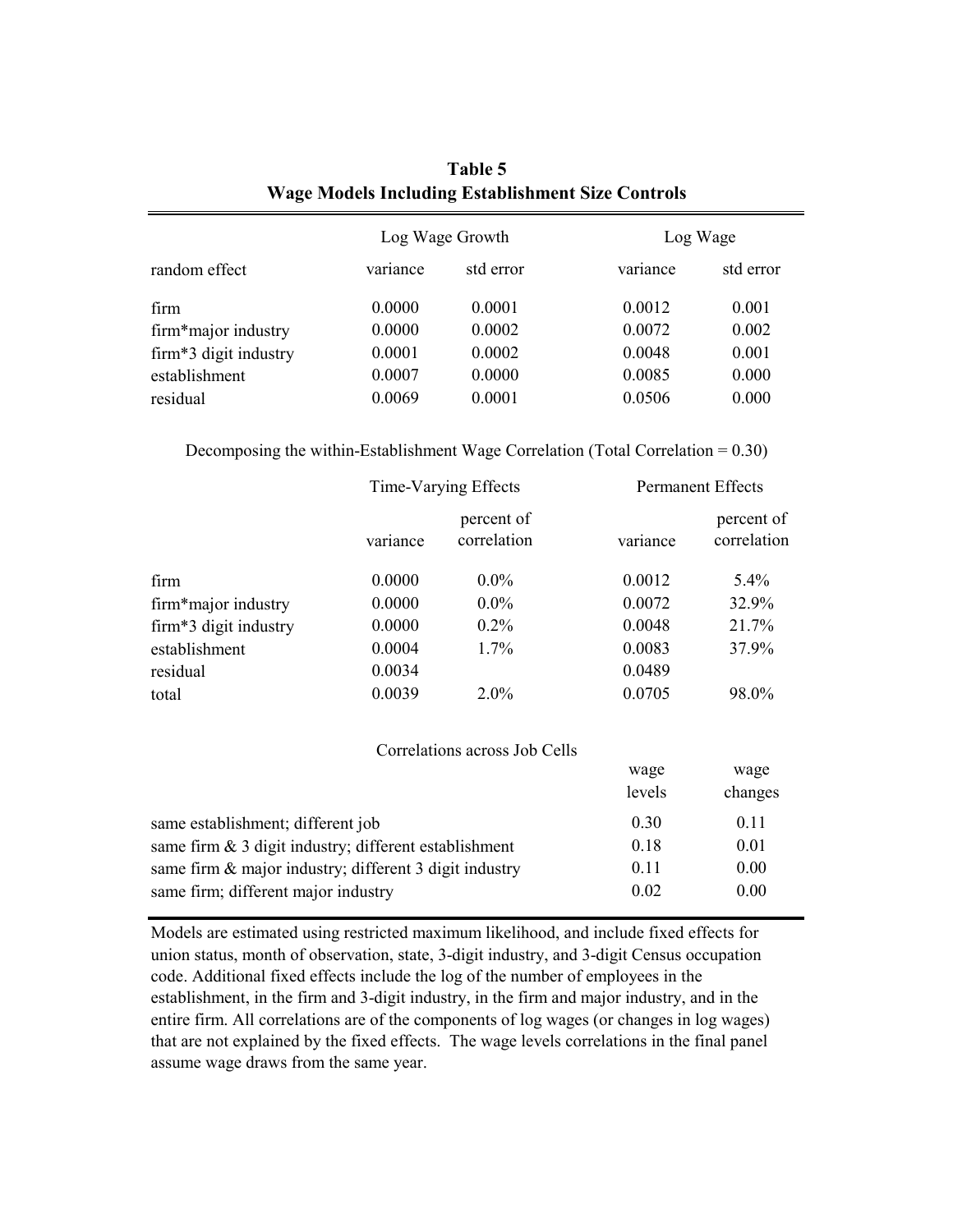**Table 5**
**Wage Models Including Establishment Size Controls**

| | Log Wage Growth | | Log Wage | |
|---|---|---|---|---|
| random effect | variance | std error | variance | std error |
| firm | 0.0000 | 0.0001 | 0.0012 | 0.001 |
| firm*major industry | 0.0000 | 0.0002 | 0.0072 | 0.002 |
| firm*3 digit industry | 0.0001 | 0.0002 | 0.0048 | 0.001 |
| establishment | 0.0007 | 0.0000 | 0.0085 | 0.000 |
| residual | 0.0069 | 0.0001 | 0.0506 | 0.000 |

Decomposing the within-Establishment Wage Correlation (Total Correlation = 0.30)

| | Time-Varying Effects | | Permanent Effects | |
|---|---|---|---|---|
| | variance | percent of correlation | variance | percent of correlation |
| firm | 0.0000 | 0.0% | 0.0012 | 5.4% |
| firm*major industry | 0.0000 | 0.0% | 0.0072 | 32.9% |
| firm*3 digit industry | 0.0000 | 0.2% | 0.0048 | 21.7% |
| establishment | 0.0004 | 1.7% | 0.0083 | 37.9% |
| residual | 0.0034 | | 0.0489 | |
| total | 0.0039 | 2.0% | 0.0705 | 98.0% |

Correlations across Job Cells

| | wage levels | wage changes |
|---|---|---|
| same establishment; different job | 0.30 | 0.11 |
| same firm & 3 digit industry; different establishment | 0.18 | 0.01 |
| same firm & major industry; different 3 digit industry | 0.11 | 0.00 |
| same firm; different major industry | 0.02 | 0.00 |

Models are estimated using restricted maximum likelihood, and include fixed effects for union status, month of observation, state, 3-digit industry, and 3-digit Census occupation code. Additional fixed effects include the log of the number of employees in the establishment, in the firm and 3-digit industry, in the firm and major industry, and in the entire firm. All correlations are of the components of log wages (or changes in log wages) that are not explained by the fixed effects. The wage levels correlations in the final panel assume wage draws from the same year.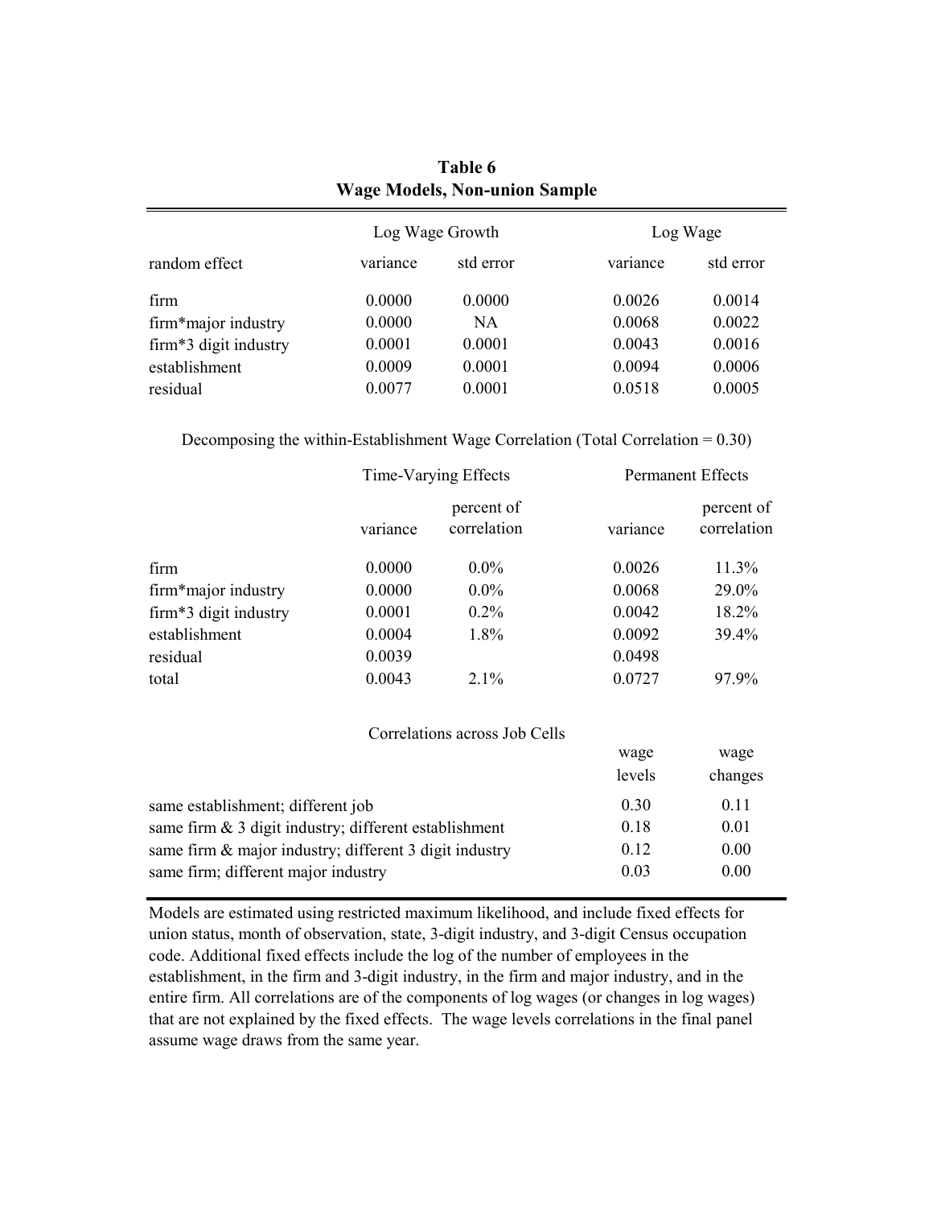**Table 6**
**Wage Models, Non-union Sample**

| | Log Wage Growth | | Log Wage | |
|---|---|---|---|---|
| random effect | variance | std error | variance | std error |
| firm | 0.0000 | 0.0000 | 0.0026 | 0.0014 |
| firm*major industry | 0.0000 | NA | 0.0068 | 0.0022 |
| firm*3 digit industry | 0.0001 | 0.0001 | 0.0043 | 0.0016 |
| establishment | 0.0009 | 0.0001 | 0.0094 | 0.0006 |
| residual | 0.0077 | 0.0001 | 0.0518 | 0.0005 |

Decomposing the within-Establishment Wage Correlation (Total Correlation = 0.30)

| | Time-Varying Effects | | Permanent Effects | |
|---|---|---|---|---|
| | variance | percent of correlation | variance | percent of correlation |
| firm | 0.0000 | 0.0% | 0.0026 | 11.3% |
| firm*major industry | 0.0000 | 0.0% | 0.0068 | 29.0% |
| firm*3 digit industry | 0.0001 | 0.2% | 0.0042 | 18.2% |
| establishment | 0.0004 | 1.8% | 0.0092 | 39.4% |
| residual | 0.0039 | | 0.0498 | |
| total | 0.0043 | 2.1% | 0.0727 | 97.9% |

Correlations across Job Cells

| | wage levels | wage changes |
|---|---|---|
| same establishment; different job | 0.30 | 0.11 |
| same firm & 3 digit industry; different establishment | 0.18 | 0.01 |
| same firm & major industry; different 3 digit industry | 0.12 | 0.00 |
| same firm; different major industry | 0.03 | 0.00 |

Models are estimated using restricted maximum likelihood, and include fixed effects for union status, month of observation, state, 3-digit industry, and 3-digit Census occupation code. Additional fixed effects include the log of the number of employees in the establishment, in the firm and 3-digit industry, in the firm and major industry, and in the entire firm. All correlations are of the components of log wages (or changes in log wages) that are not explained by the fixed effects. The wage levels correlations in the final panel assume wage draws from the same year.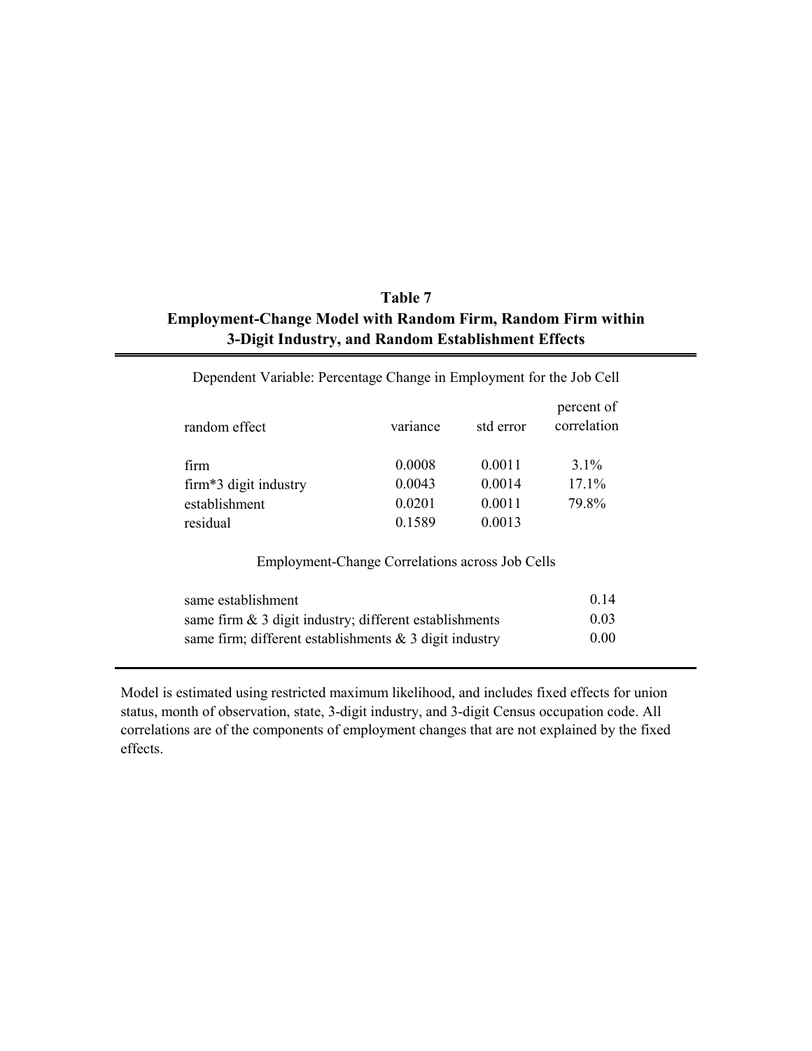**Table 7**
**Employment-Change Model with Random Firm, Random Firm within 3-Digit Industry, and Random Establishment Effects**

Dependent Variable: Percentage Change in Employment for the Job Cell

| random effect | variance | std error | percent of correlation |
|---|---|---|---|
| firm | 0.0008 | 0.0011 | 3.1% |
| firm*3 digit industry | 0.0043 | 0.0014 | 17.1% |
| establishment | 0.0201 | 0.0011 | 79.8% |
| residual | 0.1589 | 0.0013 | |

Employment-Change Correlations across Job Cells

| | |
|---|---|
| same establishment | 0.14 |
| same firm & 3 digit industry; different establishments | 0.03 |
| same firm; different establishments & 3 digit industry | 0.00 |

Model is estimated using restricted maximum likelihood, and includes fixed effects for union status, month of observation, state, 3-digit industry, and 3-digit Census occupation code. All correlations are of the components of employment changes that are not explained by the fixed effects.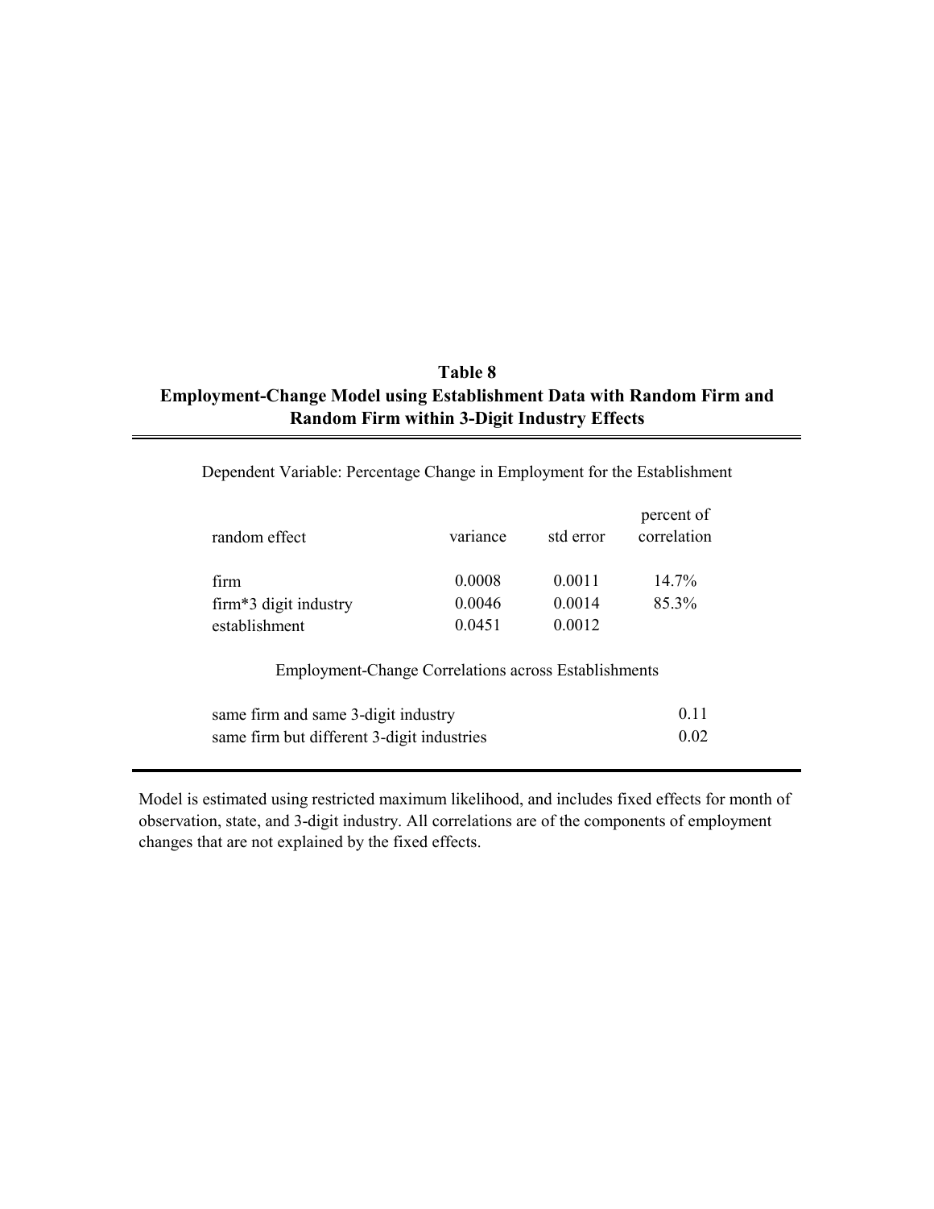**Table 8**
**Employment-Change Model using Establishment Data with Random Firm and Random Firm within 3-Digit Industry Effects**

Dependent Variable: Percentage Change in Employment for the Establishment

| random effect | variance | std error | percent of correlation |
|---|---|---|---|
| firm | 0.0008 | 0.0011 | 14.7% |
| firm*3 digit industry | 0.0046 | 0.0014 | 85.3% |
| establishment | 0.0451 | 0.0012 | |

Employment-Change Correlations across Establishments

| | |
|---|---|
| same firm and same 3-digit industry | 0.11 |
| same firm but different 3-digit industries | 0.02 |

Model is estimated using restricted maximum likelihood, and includes fixed effects for month of observation, state, and 3-digit industry. All correlations are of the components of employment changes that are not explained by the fixed effects.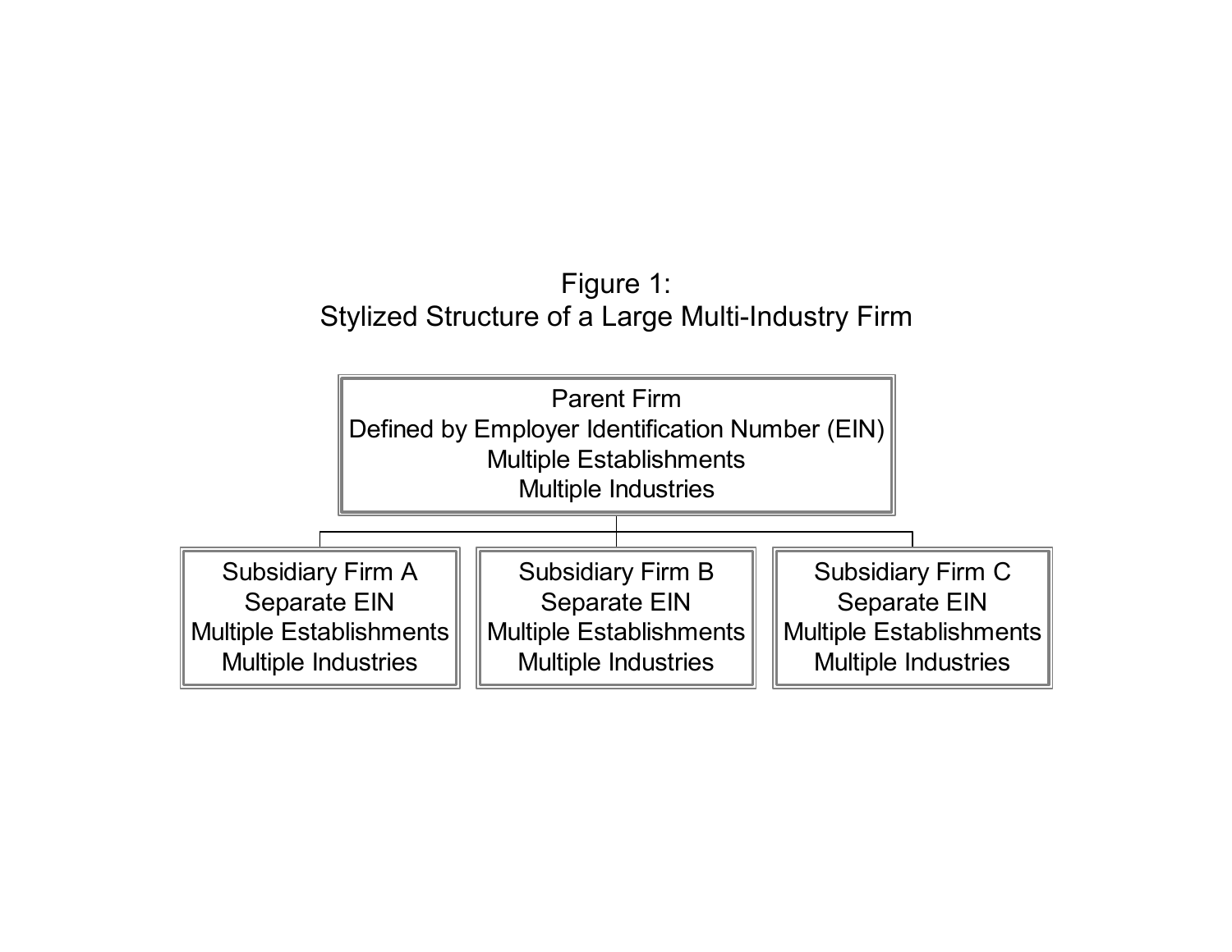Figure 1:
Stylized Structure of a Large Multi-Industry Firm

Parent Firm
Defined by Employer Identification Number (EIN)
Multiple Establishments
Multiple Industries

| Subsidiary Firm A | Subsidiary Firm B | Subsidiary Firm C |
| --- | --- | --- |
| Separate EIN | Separate EIN | Separate EIN |
| Multiple Establishments | Multiple Establishments | Multiple Establishments |
| Multiple Industries | Multiple Industries | Multiple Industries |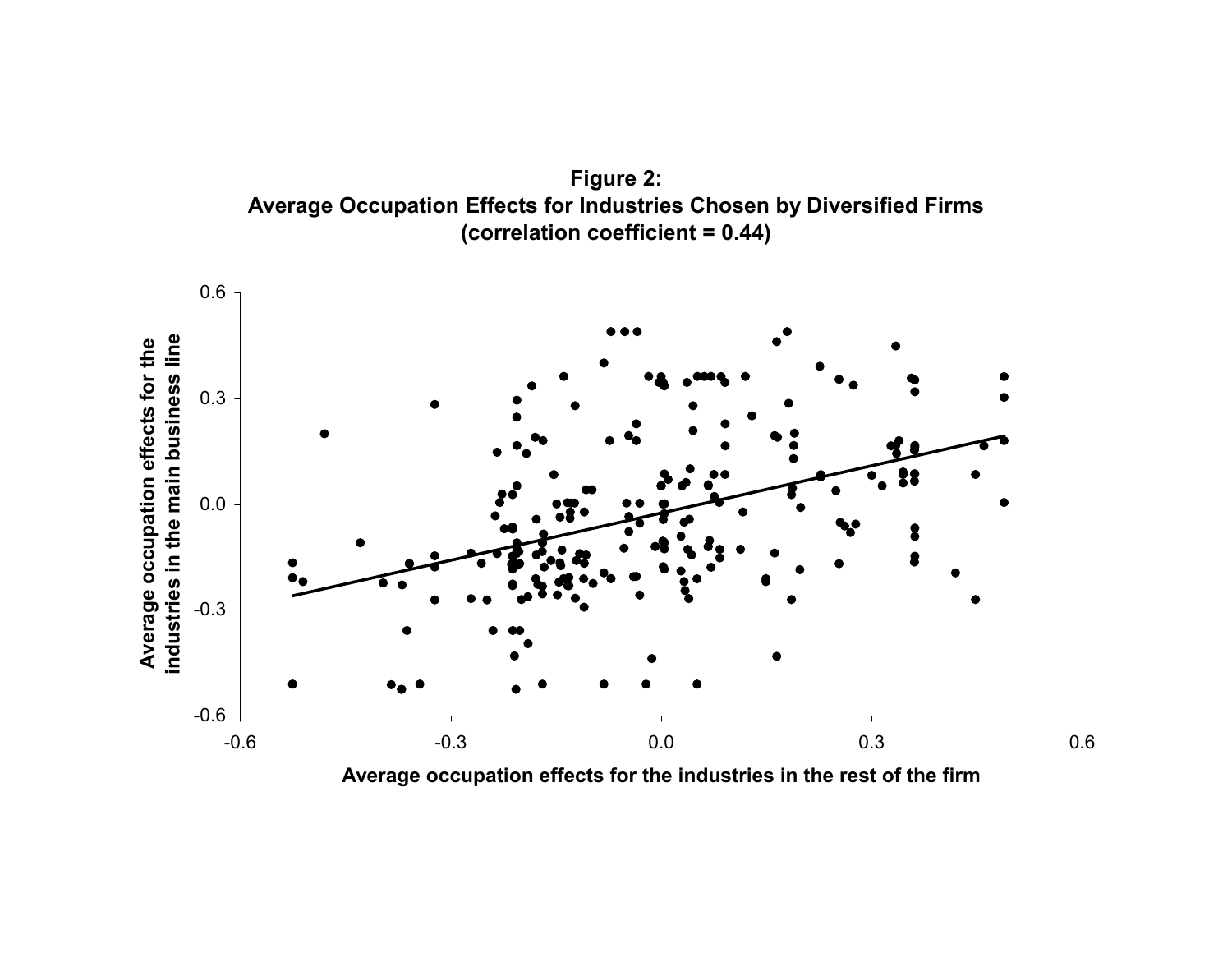**Figure 2:**
**Average Occupation Effects for Industries Chosen by Diversified Firms**
**(correlation coefficient = 0.44)**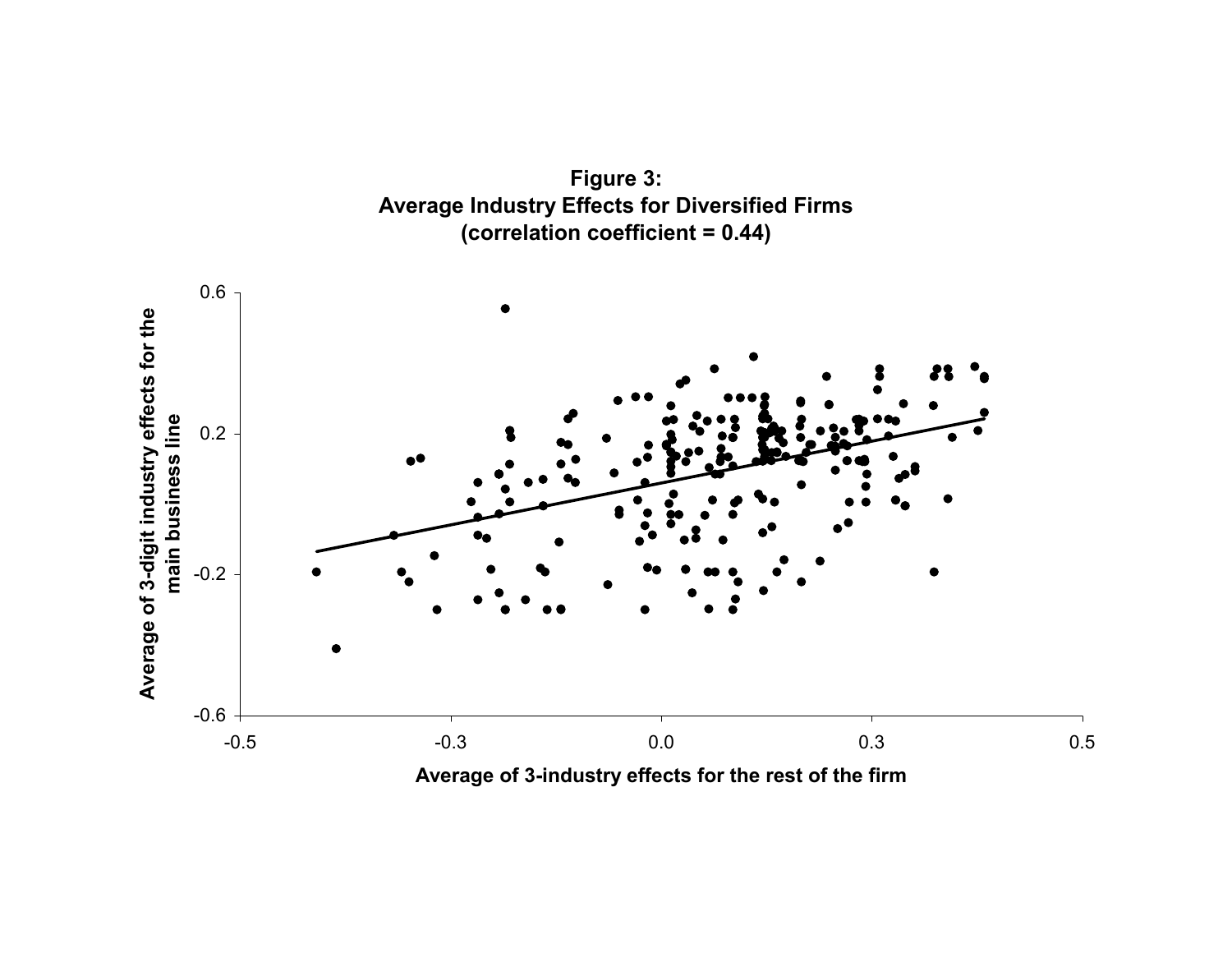**Figure 3:**
**Average Industry Effects for Diversified Firms**
**(correlation coefficient = 0.44)**

Average of 3-digit industry effects for the main business line

0.6
0.2
-0.2
-0.6

-0.5
-0.3
0.0
0.3
0.5

Average of 3-industry effects for the rest of the firm